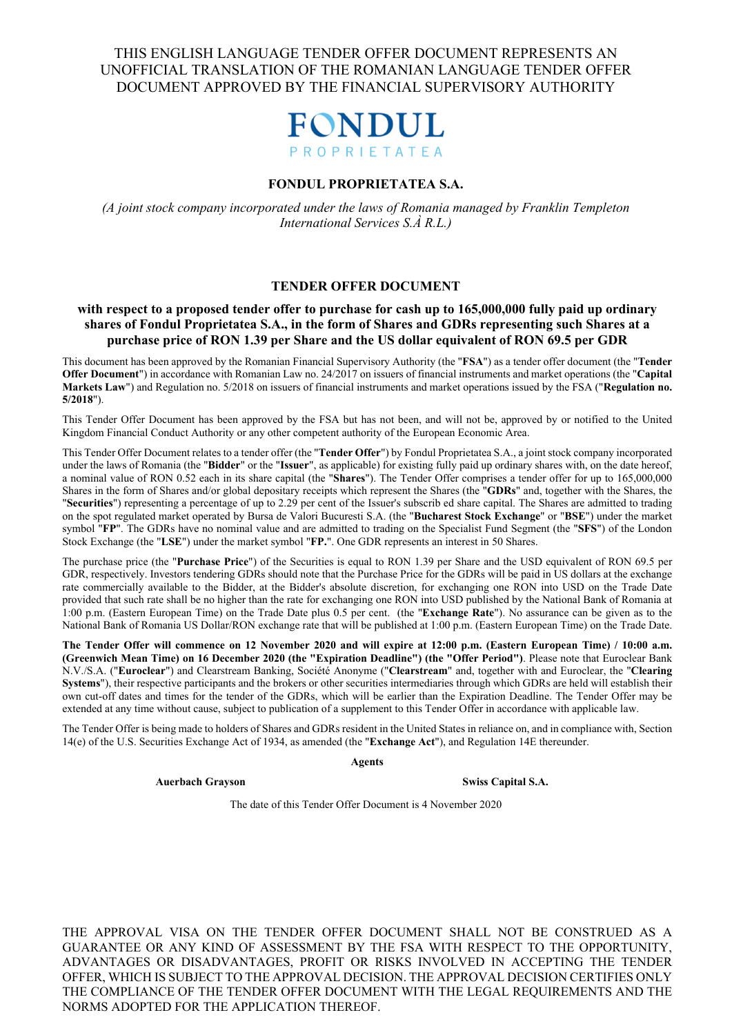THIS ENGLISH LANGUAGE TENDER OFFER DOCUMENT REPRESENTS AN UNOFFICIAL TRANSLATION OF THE ROMANIAN LANGUAGE TENDER OFFER DOCUMENT APPROVED BY THE FINANCIAL SUPERVISORY AUTHORITY

FONDUL PROPRIETATEA

# FONDUL PROPRIETATEA S.A.

*(A joint stock company incorporated under the laws of Romania managed by Franklin Templeton International Services S.À R.L.)*

## TENDER OFFER DOCUMENT

### with respect to a proposed tender offer to purchase for cash up to 165,000,000 fully paid up ordinary shares of Fondul Proprietatea S.A., in the form of Shares and GDRs representing such Shares at a purchase price of RON 1.39 per Share and the US dollar equivalent of RON 69.5 per GDR

This document has been approved by the Romanian Financial Supervisory Authority (the "**FSA**") as a tender offer document (the "**Tender Offer Document**") in accordance with Romanian Law no. 24/2017 on issuers of financial instruments and market operations (the "**Capital Markets Law**") and Regulation no. 5/2018 on issuers of financial instruments and market operations issued by the FSA ("**Regulation no. 5/2018**").

This Tender Offer Document has been approved by the FSA but has not been, and will not be, approved by or notified to the United Kingdom Financial Conduct Authority or any other competent authority of the European Economic Area.

This Tender Offer Document relates to a tender offer (the "**Tender Offer**") by Fondul Proprietatea S.A., a joint stock company incorporated under the laws of Romania (the "**Bidder**" or the "**Issuer**", as applicable) for existing fully paid up ordinary shares with, on the date hereof, a nominal value of RON 0.52 each in its share capital (the "**Shares**"). The Tender Offer comprises a tender offer for up to 165,000,000 Shares in the form of Shares and/or global depositary receipts which represent the Shares (the "**GDRs**" and, together with the Shares, the "**Securities**") representing a percentage of up to 2.29 per cent of the Issuer's subscrib ed share capital. The Shares are admitted to trading on the spot regulated market operated by Bursa de Valori Bucuresti S.A. (the "**Bucharest Stock Exchange**" or "**BSE**") under the market symbol "**FP**". The GDRs have no nominal value and are admitted to trading on the Specialist Fund Segment (the "**SFS**") of the London Stock Exchange (the "**LSE**") under the market symbol "**FP.**". One GDR represents an interest in 50 Shares.

The purchase price (the "**Purchase Price**") of the Securities is equal to RON 1.39 per Share and the USD equivalent of RON 69.5 per GDR, respectively. Investors tendering GDRs should note that the Purchase Price for the GDRs will be paid in US dollars at the exchange rate commercially available to the Bidder, at the Bidder's absolute discretion, for exchanging one RON into USD on the Trade Date provided that such rate shall be no higher than the rate for exchanging one RON into USD published by the National Bank of Romania at 1:00 p.m. (Eastern European Time) on the Trade Date plus 0.5 per cent. (the "**Exchange Rate**"). No assurance can be given as to the National Bank of Romania US Dollar/RON exchange rate that will be published at 1:00 p.m. (Eastern European Time) on the Trade Date.

**The Tender Offer will commence on 12 November 2020 and will expire at 12:00 p.m. (Eastern European Time) / 10:00 a.m. (Greenwich Mean Time) on 16 December 2020 (the "Expiration Deadline") (the "Offer Period")**. Please note that Euroclear Bank N.V./S.A. ("**Euroclear**") and Clearstream Banking, Société Anonyme ("**Clearstream**" and, together with and Euroclear, the "**Clearing Systems**"), their respective participants and the brokers or other securities intermediaries through which GDRs are held will establish their own cut-off dates and times for the tender of the GDRs, which will be earlier than the Expiration Deadline. The Tender Offer may be extended at any time without cause, subject to publication of a supplement to this Tender Offer in accordance with applicable law.

The Tender Offer is being made to holders of Shares and GDRs resident in the United States in reliance on, and in compliance with, Section 14(e) of the U.S. Securities Exchange Act of 1934, as amended (the "**Exchange Act**"), and Regulation 14E thereunder.

**Agents**

**Auerbach Grayson** | **Swiss Capital S.A.**

The date of this Tender Offer Document is 4 November 2020

THE APPROVAL VISA ON THE TENDER OFFER DOCUMENT SHALL NOT BE CONSTRUED AS A GUARANTEE OR ANY KIND OF ASSESSMENT BY THE FSA WITH RESPECT TO THE OPPORTUNITY, ADVANTAGES OR DISADVANTAGES, PROFIT OR RISKS INVOLVED IN ACCEPTING THE TENDER OFFER, WHICH IS SUBJECT TO THE APPROVAL DECISION. THE APPROVAL DECISION CERTIFIES ONLY THE COMPLIANCE OF THE TENDER OFFER DOCUMENT WITH THE LEGAL REQUIREMENTS AND THE NORMS ADOPTED FOR THE APPLICATION THEREOF.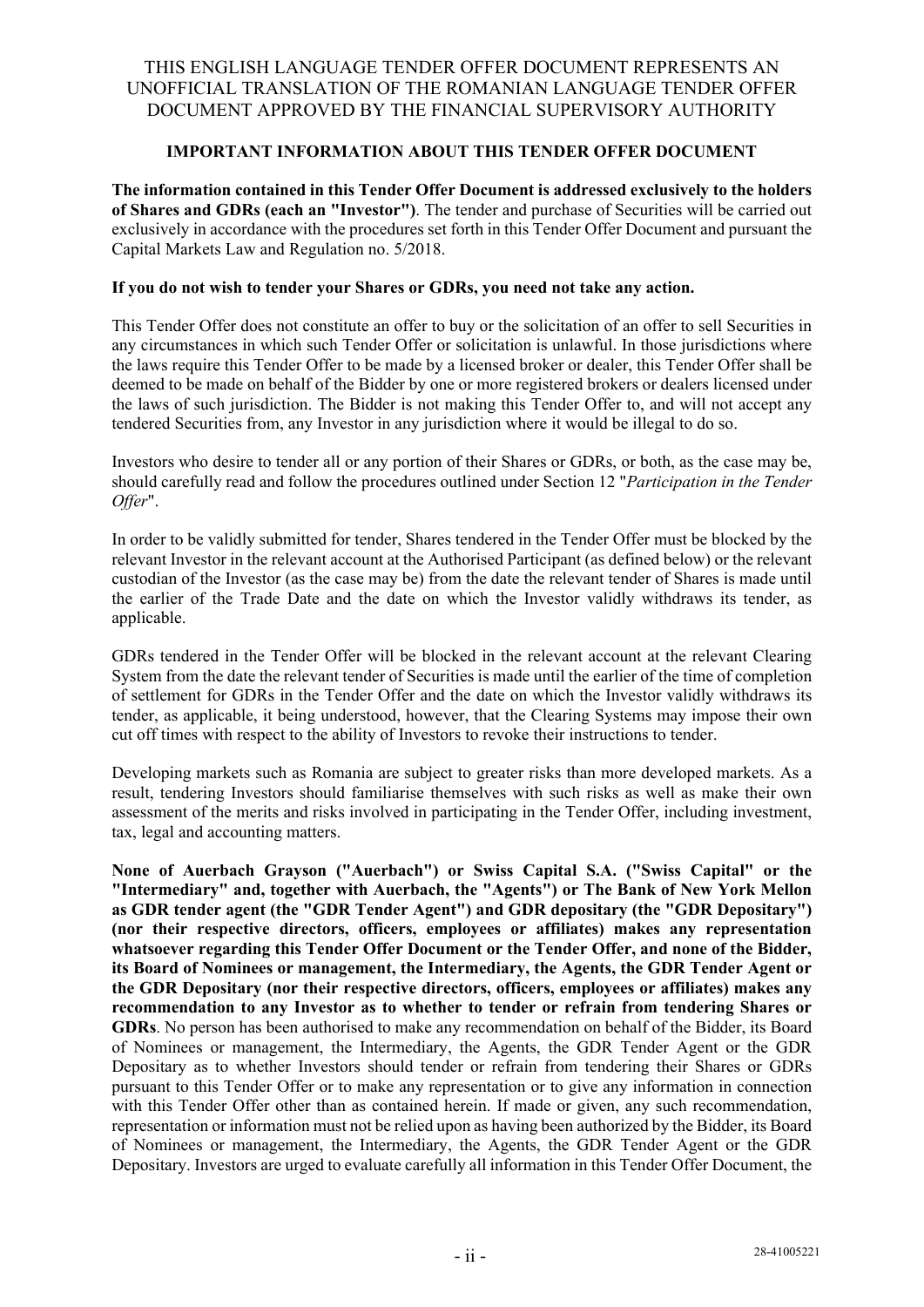THIS ENGLISH LANGUAGE TENDER OFFER DOCUMENT REPRESENTS AN UNOFFICIAL TRANSLATION OF THE ROMANIAN LANGUAGE TENDER OFFER DOCUMENT APPROVED BY THE FINANCIAL SUPERVISORY AUTHORITY

## IMPORTANT INFORMATION ABOUT THIS TENDER OFFER DOCUMENT

**The information contained in this Tender Offer Document is addressed exclusively to the holders of Shares and GDRs (each an "Investor")**. The tender and purchase of Securities will be carried out exclusively in accordance with the procedures set forth in this Tender Offer Document and pursuant the Capital Markets Law and Regulation no. 5/2018.

**If you do not wish to tender your Shares or GDRs, you need not take any action.**

This Tender Offer does not constitute an offer to buy or the solicitation of an offer to sell Securities in any circumstances in which such Tender Offer or solicitation is unlawful. In those jurisdictions where the laws require this Tender Offer to be made by a licensed broker or dealer, this Tender Offer shall be deemed to be made on behalf of the Bidder by one or more registered brokers or dealers licensed under the laws of such jurisdiction. The Bidder is not making this Tender Offer to, and will not accept any tendered Securities from, any Investor in any jurisdiction where it would be illegal to do so.

Investors who desire to tender all or any portion of their Shares or GDRs, or both, as the case may be, should carefully read and follow the procedures outlined under Section 12 "*Participation in the Tender Offer*".

In order to be validly submitted for tender, Shares tendered in the Tender Offer must be blocked by the relevant Investor in the relevant account at the Authorised Participant (as defined below) or the relevant custodian of the Investor (as the case may be) from the date the relevant tender of Shares is made until the earlier of the Trade Date and the date on which the Investor validly withdraws its tender, as applicable.

GDRs tendered in the Tender Offer will be blocked in the relevant account at the relevant Clearing System from the date the relevant tender of Securities is made until the earlier of the time of completion of settlement for GDRs in the Tender Offer and the date on which the Investor validly withdraws its tender, as applicable, it being understood, however, that the Clearing Systems may impose their own cut off times with respect to the ability of Investors to revoke their instructions to tender.

Developing markets such as Romania are subject to greater risks than more developed markets. As a result, tendering Investors should familiarise themselves with such risks as well as make their own assessment of the merits and risks involved in participating in the Tender Offer, including investment, tax, legal and accounting matters.

**None of Auerbach Grayson ("Auerbach") or Swiss Capital S.A. ("Swiss Capital" or the "Intermediary" and, together with Auerbach, the "Agents") or The Bank of New York Mellon as GDR tender agent (the "GDR Tender Agent") and GDR depositary (the "GDR Depositary") (nor their respective directors, officers, employees or affiliates) makes any representation whatsoever regarding this Tender Offer Document or the Tender Offer, and none of the Bidder, its Board of Nominees or management, the Intermediary, the Agents, the GDR Tender Agent or the GDR Depositary (nor their respective directors, officers, employees or affiliates) makes any recommendation to any Investor as to whether to tender or refrain from tendering Shares or GDRs**. No person has been authorised to make any recommendation on behalf of the Bidder, its Board of Nominees or management, the Intermediary, the Agents, the GDR Tender Agent or the GDR Depositary as to whether Investors should tender or refrain from tendering their Shares or GDRs pursuant to this Tender Offer or to make any representation or to give any information in connection with this Tender Offer other than as contained herein. If made or given, any such recommendation, representation or information must not be relied upon as having been authorized by the Bidder, its Board of Nominees or management, the Intermediary, the Agents, the GDR Tender Agent or the GDR Depositary. Investors are urged to evaluate carefully all information in this Tender Offer Document, the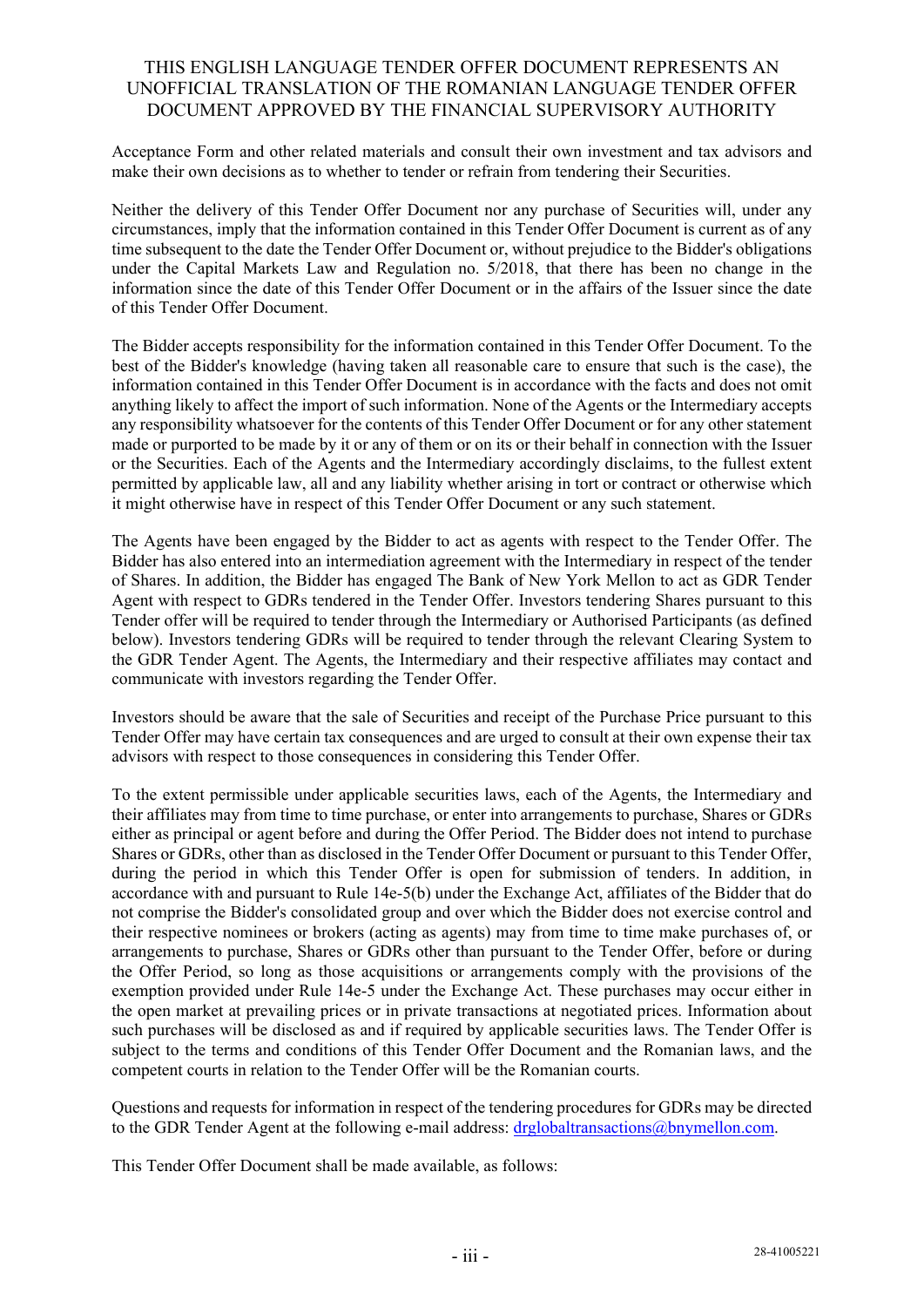THIS ENGLISH LANGUAGE TENDER OFFER DOCUMENT REPRESENTS AN UNOFFICIAL TRANSLATION OF THE ROMANIAN LANGUAGE TENDER OFFER DOCUMENT APPROVED BY THE FINANCIAL SUPERVISORY AUTHORITY

Acceptance Form and other related materials and consult their own investment and tax advisors and make their own decisions as to whether to tender or refrain from tendering their Securities.

Neither the delivery of this Tender Offer Document nor any purchase of Securities will, under any circumstances, imply that the information contained in this Tender Offer Document is current as of any time subsequent to the date the Tender Offer Document or, without prejudice to the Bidder's obligations under the Capital Markets Law and Regulation no. 5/2018, that there has been no change in the information since the date of this Tender Offer Document or in the affairs of the Issuer since the date of this Tender Offer Document.

The Bidder accepts responsibility for the information contained in this Tender Offer Document. To the best of the Bidder's knowledge (having taken all reasonable care to ensure that such is the case), the information contained in this Tender Offer Document is in accordance with the facts and does not omit anything likely to affect the import of such information. None of the Agents or the Intermediary accepts any responsibility whatsoever for the contents of this Tender Offer Document or for any other statement made or purported to be made by it or any of them or on its or their behalf in connection with the Issuer or the Securities. Each of the Agents and the Intermediary accordingly disclaims, to the fullest extent permitted by applicable law, all and any liability whether arising in tort or contract or otherwise which it might otherwise have in respect of this Tender Offer Document or any such statement.

The Agents have been engaged by the Bidder to act as agents with respect to the Tender Offer. The Bidder has also entered into an intermediation agreement with the Intermediary in respect of the tender of Shares. In addition, the Bidder has engaged The Bank of New York Mellon to act as GDR Tender Agent with respect to GDRs tendered in the Tender Offer. Investors tendering Shares pursuant to this Tender offer will be required to tender through the Intermediary or Authorised Participants (as defined below). Investors tendering GDRs will be required to tender through the relevant Clearing System to the GDR Tender Agent. The Agents, the Intermediary and their respective affiliates may contact and communicate with investors regarding the Tender Offer.

Investors should be aware that the sale of Securities and receipt of the Purchase Price pursuant to this Tender Offer may have certain tax consequences and are urged to consult at their own expense their tax advisors with respect to those consequences in considering this Tender Offer.

To the extent permissible under applicable securities laws, each of the Agents, the Intermediary and their affiliates may from time to time purchase, or enter into arrangements to purchase, Shares or GDRs either as principal or agent before and during the Offer Period. The Bidder does not intend to purchase Shares or GDRs, other than as disclosed in the Tender Offer Document or pursuant to this Tender Offer, during the period in which this Tender Offer is open for submission of tenders. In addition, in accordance with and pursuant to Rule 14e-5(b) under the Exchange Act, affiliates of the Bidder that do not comprise the Bidder's consolidated group and over which the Bidder does not exercise control and their respective nominees or brokers (acting as agents) may from time to time make purchases of, or arrangements to purchase, Shares or GDRs other than pursuant to the Tender Offer, before or during the Offer Period, so long as those acquisitions or arrangements comply with the provisions of the exemption provided under Rule 14e-5 under the Exchange Act. These purchases may occur either in the open market at prevailing prices or in private transactions at negotiated prices. Information about such purchases will be disclosed as and if required by applicable securities laws. The Tender Offer is subject to the terms and conditions of this Tender Offer Document and the Romanian laws, and the competent courts in relation to the Tender Offer will be the Romanian courts.

Questions and requests for information in respect of the tendering procedures for GDRs may be directed to the GDR Tender Agent at the following e-mail address: drglobaltransactions@bnymellon.com.

This Tender Offer Document shall be made available, as follows: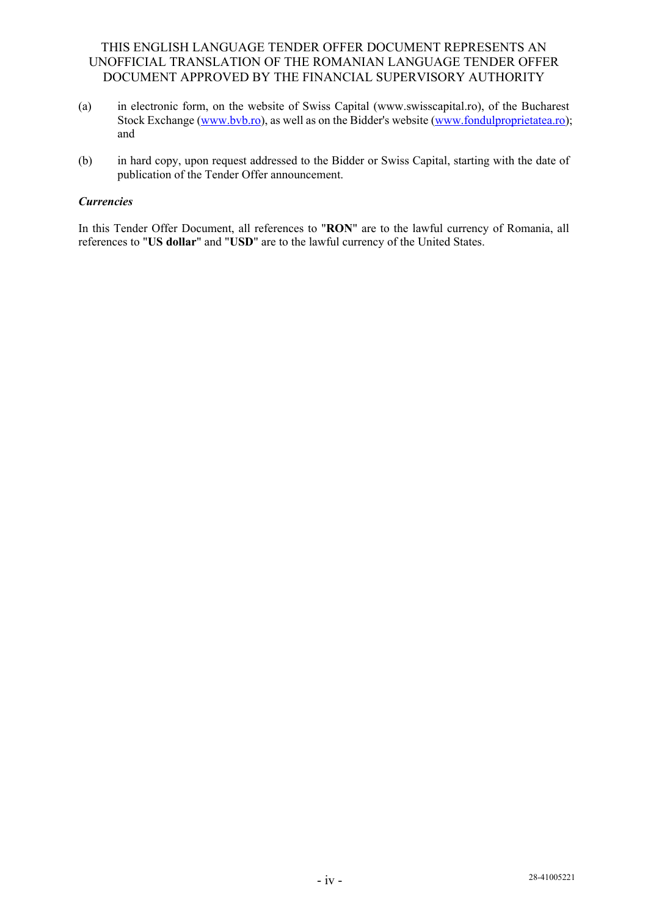(a) in electronic form, on the website of Swiss Capital (www.swisscapital.ro), of the Bucharest Stock Exchange (www.bvb.ro), as well as on the Bidder's website (www.fondulproprietatea.ro); and

(b) in hard copy, upon request addressed to the Bidder or Swiss Capital, starting with the date of publication of the Tender Offer announcement.

***Currencies***

In this Tender Offer Document, all references to "**RON**" are to the lawful currency of Romania, all references to "**US dollar**" and "**USD**" are to the lawful currency of the United States.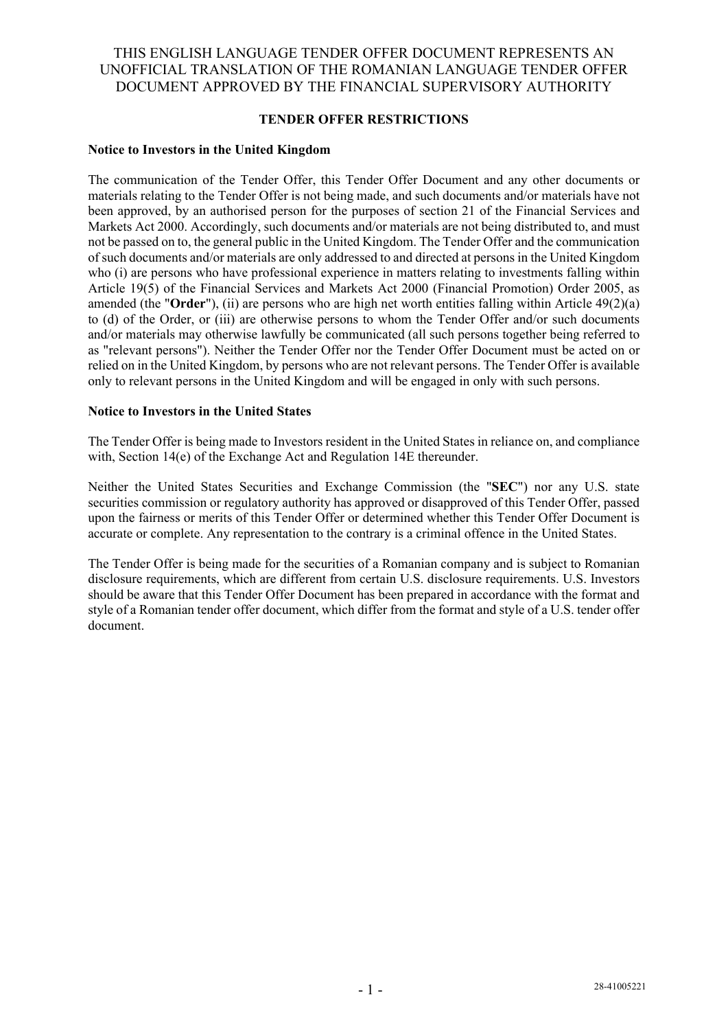THIS ENGLISH LANGUAGE TENDER OFFER DOCUMENT REPRESENTS AN UNOFFICIAL TRANSLATION OF THE ROMANIAN LANGUAGE TENDER OFFER DOCUMENT APPROVED BY THE FINANCIAL SUPERVISORY AUTHORITY

## TENDER OFFER RESTRICTIONS

**Notice to Investors in the United Kingdom**

The communication of the Tender Offer, this Tender Offer Document and any other documents or materials relating to the Tender Offer is not being made, and such documents and/or materials have not been approved, by an authorised person for the purposes of section 21 of the Financial Services and Markets Act 2000. Accordingly, such documents and/or materials are not being distributed to, and must not be passed on to, the general public in the United Kingdom. The Tender Offer and the communication of such documents and/or materials are only addressed to and directed at persons in the United Kingdom who (i) are persons who have professional experience in matters relating to investments falling within Article 19(5) of the Financial Services and Markets Act 2000 (Financial Promotion) Order 2005, as amended (the "**Order**"), (ii) are persons who are high net worth entities falling within Article 49(2)(a) to (d) of the Order, or (iii) are otherwise persons to whom the Tender Offer and/or such documents and/or materials may otherwise lawfully be communicated (all such persons together being referred to as "relevant persons"). Neither the Tender Offer nor the Tender Offer Document must be acted on or relied on in the United Kingdom, by persons who are not relevant persons. The Tender Offer is available only to relevant persons in the United Kingdom and will be engaged in only with such persons.

**Notice to Investors in the United States**

The Tender Offer is being made to Investors resident in the United States in reliance on, and compliance with, Section 14(e) of the Exchange Act and Regulation 14E thereunder.

Neither the United States Securities and Exchange Commission (the "**SEC**") nor any U.S. state securities commission or regulatory authority has approved or disapproved of this Tender Offer, passed upon the fairness or merits of this Tender Offer or determined whether this Tender Offer Document is accurate or complete. Any representation to the contrary is a criminal offence in the United States.

The Tender Offer is being made for the securities of a Romanian company and is subject to Romanian disclosure requirements, which are different from certain U.S. disclosure requirements. U.S. Investors should be aware that this Tender Offer Document has been prepared in accordance with the format and style of a Romanian tender offer document, which differ from the format and style of a U.S. tender offer document.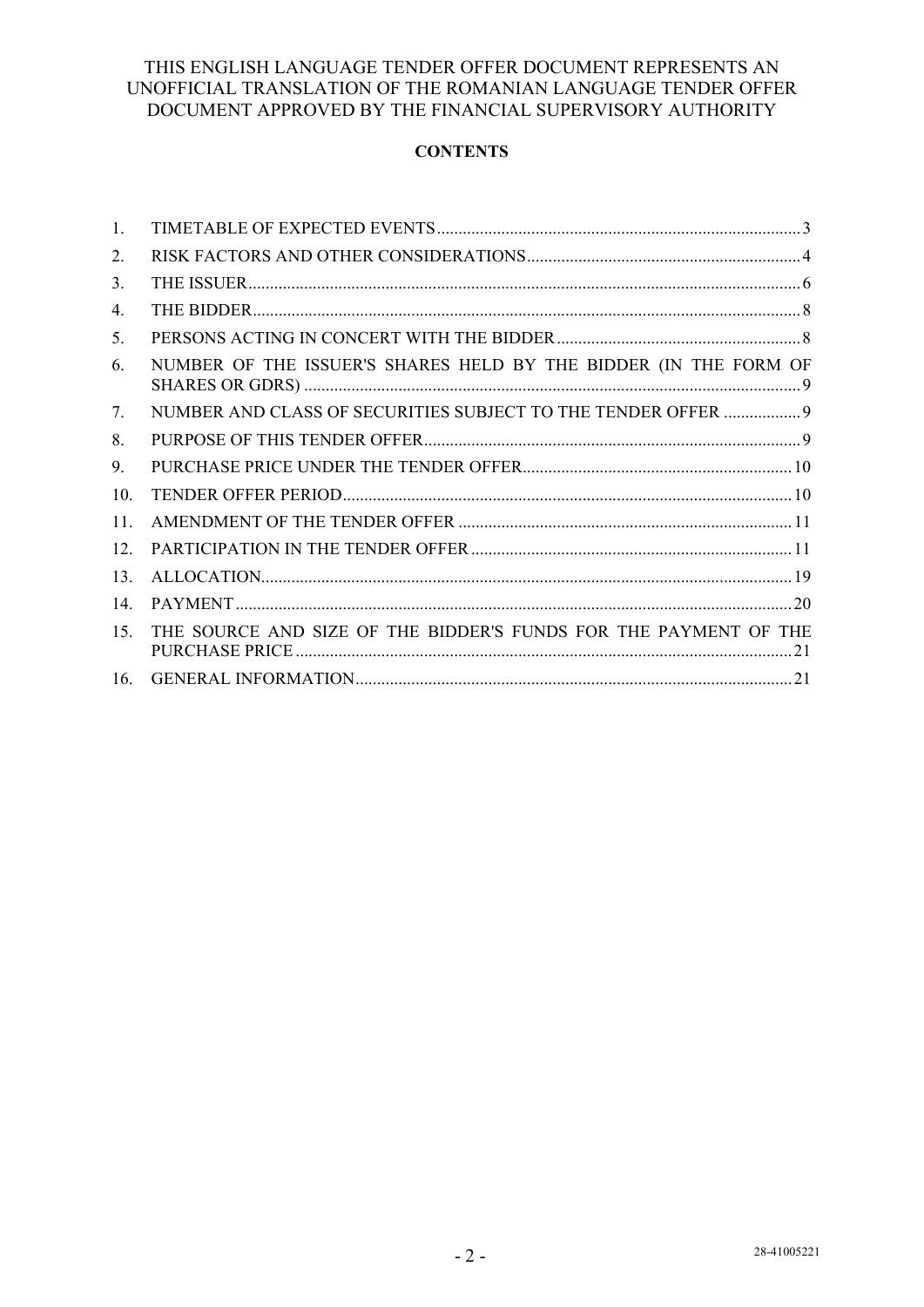THIS ENGLISH LANGUAGE TENDER OFFER DOCUMENT REPRESENTS AN UNOFFICIAL TRANSLATION OF THE ROMANIAN LANGUAGE TENDER OFFER DOCUMENT APPROVED BY THE FINANCIAL SUPERVISORY AUTHORITY

**CONTENTS**

| | | |
|---|---|---|
| 1. | TIMETABLE OF EXPECTED EVENTS | 3 |
| 2. | RISK FACTORS AND OTHER CONSIDERATIONS | 4 |
| 3. | THE ISSUER | 6 |
| 4. | THE BIDDER | 8 |
| 5. | PERSONS ACTING IN CONCERT WITH THE BIDDER | 8 |
| 6. | NUMBER OF THE ISSUER'S SHARES HELD BY THE BIDDER (IN THE FORM OF SHARES OR GDRS) | 9 |
| 7. | NUMBER AND CLASS OF SECURITIES SUBJECT TO THE TENDER OFFER | 9 |
| 8. | PURPOSE OF THIS TENDER OFFER | 9 |
| 9. | PURCHASE PRICE UNDER THE TENDER OFFER | 10 |
| 10. | TENDER OFFER PERIOD | 10 |
| 11. | AMENDMENT OF THE TENDER OFFER | 11 |
| 12. | PARTICIPATION IN THE TENDER OFFER | 11 |
| 13. | ALLOCATION | 19 |
| 14. | PAYMENT | 20 |
| 15. | THE SOURCE AND SIZE OF THE BIDDER'S FUNDS FOR THE PAYMENT OF THE PURCHASE PRICE | 21 |
| 16. | GENERAL INFORMATION | 21 |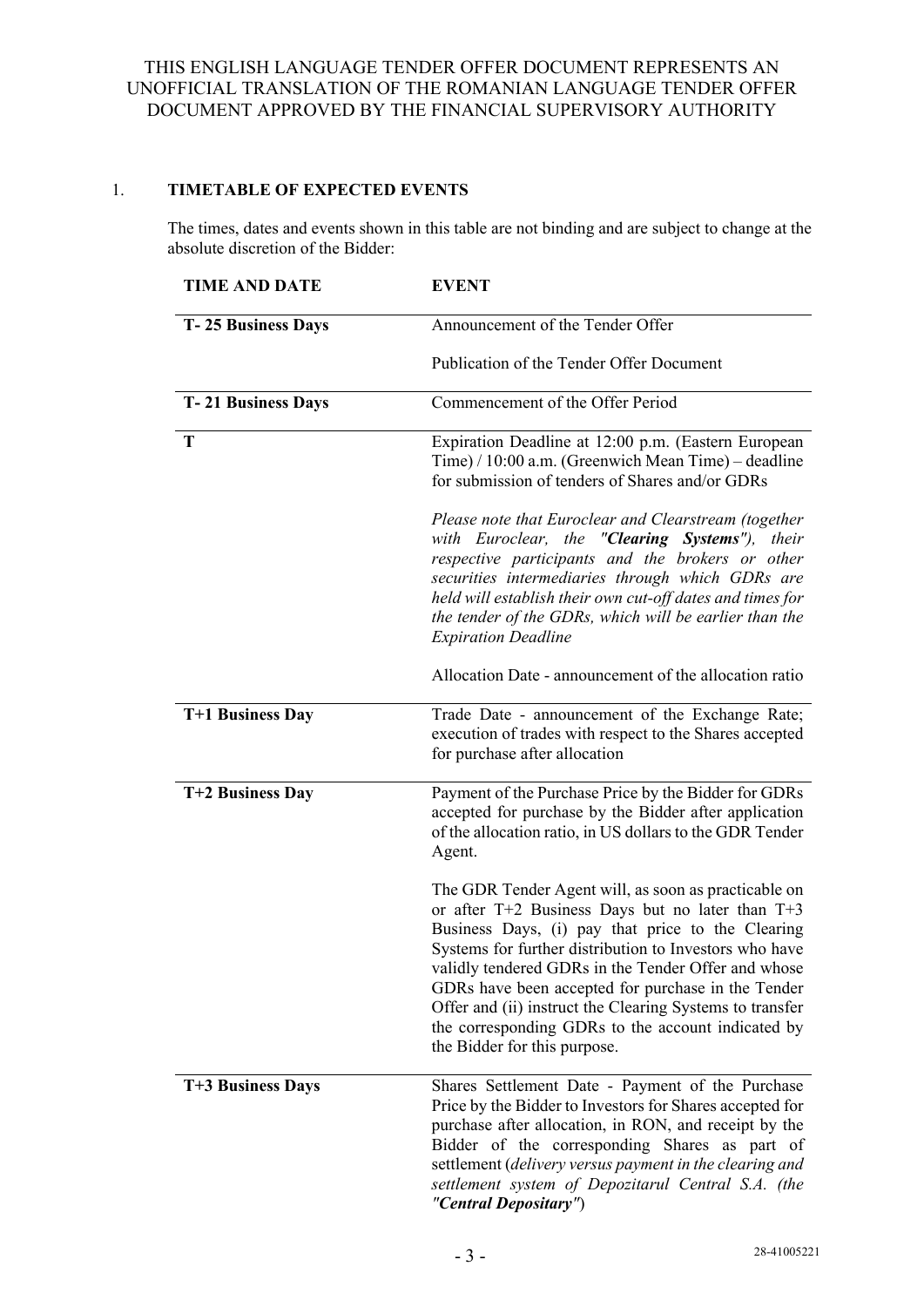THIS ENGLISH LANGUAGE TENDER OFFER DOCUMENT REPRESENTS AN UNOFFICIAL TRANSLATION OF THE ROMANIAN LANGUAGE TENDER OFFER DOCUMENT APPROVED BY THE FINANCIAL SUPERVISORY AUTHORITY

## 1. TIMETABLE OF EXPECTED EVENTS

The times, dates and events shown in this table are not binding and are subject to change at the absolute discretion of the Bidder:

| TIME AND DATE | EVENT |
|---|---|
| **T- 25 Business Days** | Announcement of the Tender Offer<br><br>Publication of the Tender Offer Document |
| **T- 21 Business Days** | Commencement of the Offer Period |
| **T** | Expiration Deadline at 12:00 p.m. (Eastern European Time) / 10:00 a.m. (Greenwich Mean Time) – deadline for submission of tenders of Shares and/or GDRs<br><br>*Please note that Euroclear and Clearstream (together with Euroclear, the "**Clearing Systems**"), their respective participants and the brokers or other securities intermediaries through which GDRs are held will establish their own cut-off dates and times for the tender of the GDRs, which will be earlier than the Expiration Deadline*<br><br>Allocation Date - announcement of the allocation ratio |
| **T+1 Business Day** | Trade Date - announcement of the Exchange Rate; execution of trades with respect to the Shares accepted for purchase after allocation |
| **T+2 Business Day** | Payment of the Purchase Price by the Bidder for GDRs accepted for purchase by the Bidder after application of the allocation ratio, in US dollars to the GDR Tender Agent.<br><br>The GDR Tender Agent will, as soon as practicable on or after T+2 Business Days but no later than T+3 Business Days, (i) pay that price to the Clearing Systems for further distribution to Investors who have validly tendered GDRs in the Tender Offer and whose GDRs have been accepted for purchase in the Tender Offer and (ii) instruct the Clearing Systems to transfer the corresponding GDRs to the account indicated by the Bidder for this purpose. |
| **T+3 Business Days** | Shares Settlement Date - Payment of the Purchase Price by the Bidder to Investors for Shares accepted for purchase after allocation, in RON, and receipt by the Bidder of the corresponding Shares as part of settlement (*delivery versus payment in the clearing and settlement system of Depozitarul Central S.A. (the "**Central Depositary**"*) |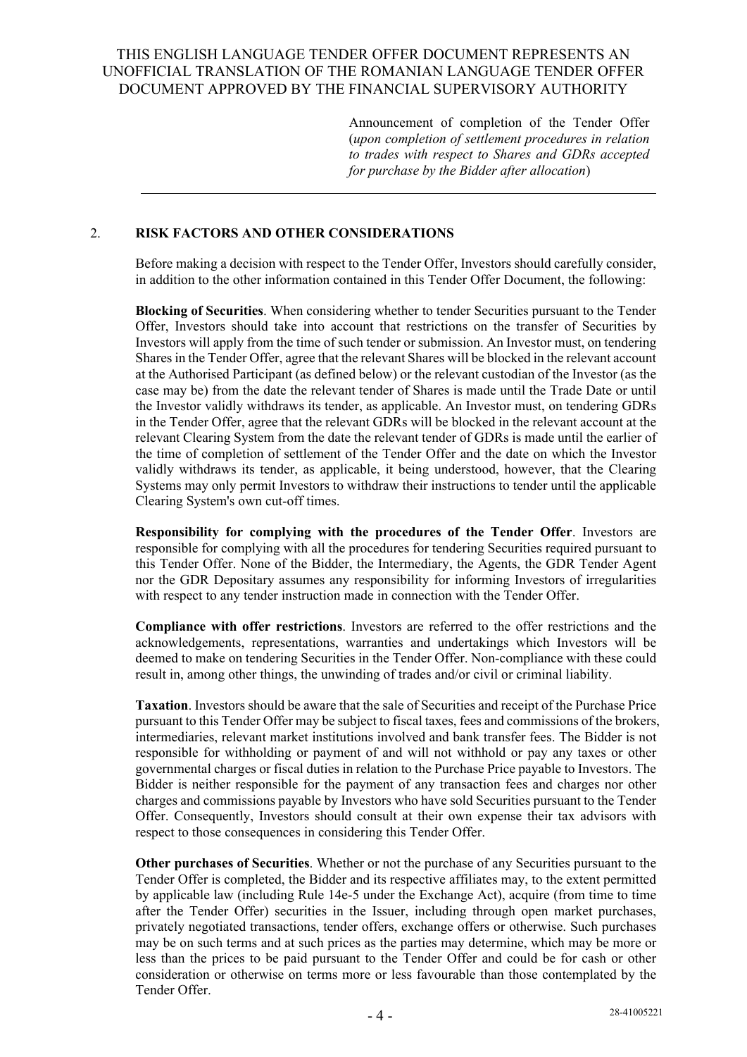Announcement of completion of the Tender Offer (*upon completion of settlement procedures in relation to trades with respect to Shares and GDRs accepted for purchase by the Bidder after allocation*)

---

## 2. RISK FACTORS AND OTHER CONSIDERATIONS

Before making a decision with respect to the Tender Offer, Investors should carefully consider, in addition to the other information contained in this Tender Offer Document, the following:

**Blocking of Securities**. When considering whether to tender Securities pursuant to the Tender Offer, Investors should take into account that restrictions on the transfer of Securities by Investors will apply from the time of such tender or submission. An Investor must, on tendering Shares in the Tender Offer, agree that the relevant Shares will be blocked in the relevant account at the Authorised Participant (as defined below) or the relevant custodian of the Investor (as the case may be) from the date the relevant tender of Shares is made until the Trade Date or until the Investor validly withdraws its tender, as applicable. An Investor must, on tendering GDRs in the Tender Offer, agree that the relevant GDRs will be blocked in the relevant account at the relevant Clearing System from the date the relevant tender of GDRs is made until the earlier of the time of completion of settlement of the Tender Offer and the date on which the Investor validly withdraws its tender, as applicable, it being understood, however, that the Clearing Systems may only permit Investors to withdraw their instructions to tender until the applicable Clearing System's own cut-off times.

**Responsibility for complying with the procedures of the Tender Offer**. Investors are responsible for complying with all the procedures for tendering Securities required pursuant to this Tender Offer. None of the Bidder, the Intermediary, the Agents, the GDR Tender Agent nor the GDR Depositary assumes any responsibility for informing Investors of irregularities with respect to any tender instruction made in connection with the Tender Offer.

**Compliance with offer restrictions**. Investors are referred to the offer restrictions and the acknowledgements, representations, warranties and undertakings which Investors will be deemed to make on tendering Securities in the Tender Offer. Non-compliance with these could result in, among other things, the unwinding of trades and/or civil or criminal liability.

**Taxation**. Investors should be aware that the sale of Securities and receipt of the Purchase Price pursuant to this Tender Offer may be subject to fiscal taxes, fees and commissions of the brokers, intermediaries, relevant market institutions involved and bank transfer fees. The Bidder is not responsible for withholding or payment of and will not withhold or pay any taxes or other governmental charges or fiscal duties in relation to the Purchase Price payable to Investors. The Bidder is neither responsible for the payment of any transaction fees and charges nor other charges and commissions payable by Investors who have sold Securities pursuant to the Tender Offer. Consequently, Investors should consult at their own expense their tax advisors with respect to those consequences in considering this Tender Offer.

**Other purchases of Securities**. Whether or not the purchase of any Securities pursuant to the Tender Offer is completed, the Bidder and its respective affiliates may, to the extent permitted by applicable law (including Rule 14e-5 under the Exchange Act), acquire (from time to time after the Tender Offer) securities in the Issuer, including through open market purchases, privately negotiated transactions, tender offers, exchange offers or otherwise. Such purchases may be on such terms and at such prices as the parties may determine, which may be more or less than the prices to be paid pursuant to the Tender Offer and could be for cash or other consideration or otherwise on terms more or less favourable than those contemplated by the Tender Offer.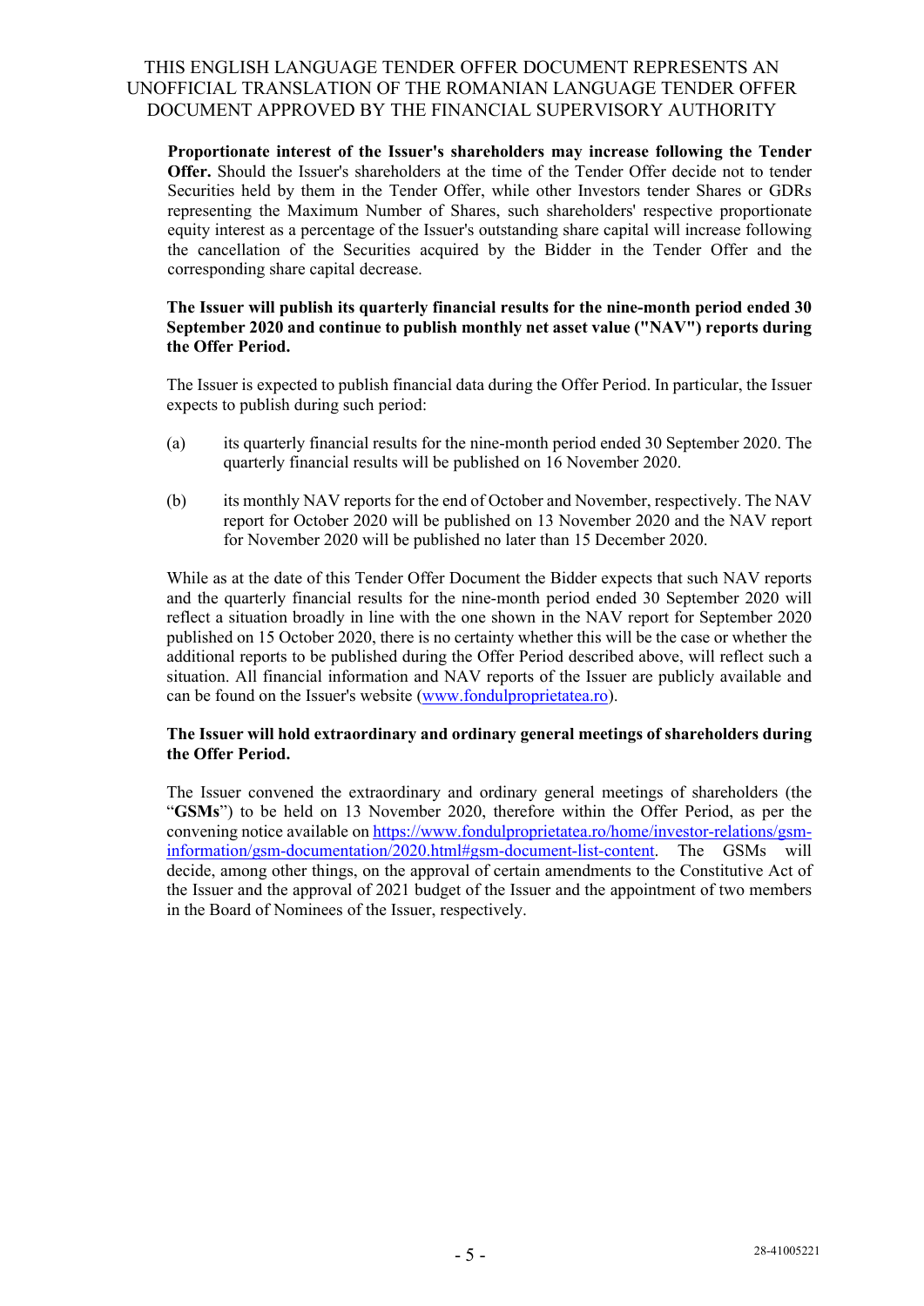**Proportionate interest of the Issuer's shareholders may increase following the Tender Offer.** Should the Issuer's shareholders at the time of the Tender Offer decide not to tender Securities held by them in the Tender Offer, while other Investors tender Shares or GDRs representing the Maximum Number of Shares, such shareholders' respective proportionate equity interest as a percentage of the Issuer's outstanding share capital will increase following the cancellation of the Securities acquired by the Bidder in the Tender Offer and the corresponding share capital decrease.

**The Issuer will publish its quarterly financial results for the nine-month period ended 30 September 2020 and continue to publish monthly net asset value ("NAV") reports during the Offer Period.**

The Issuer is expected to publish financial data during the Offer Period. In particular, the Issuer expects to publish during such period:

(a) its quarterly financial results for the nine-month period ended 30 September 2020. The quarterly financial results will be published on 16 November 2020.

(b) its monthly NAV reports for the end of October and November, respectively. The NAV report for October 2020 will be published on 13 November 2020 and the NAV report for November 2020 will be published no later than 15 December 2020.

While as at the date of this Tender Offer Document the Bidder expects that such NAV reports and the quarterly financial results for the nine-month period ended 30 September 2020 will reflect a situation broadly in line with the one shown in the NAV report for September 2020 published on 15 October 2020, there is no certainty whether this will be the case or whether the additional reports to be published during the Offer Period described above, will reflect such a situation. All financial information and NAV reports of the Issuer are publicly available and can be found on the Issuer's website (www.fondulproprietatea.ro).

**The Issuer will hold extraordinary and ordinary general meetings of shareholders during the Offer Period.**

The Issuer convened the extraordinary and ordinary general meetings of shareholders (the "**GSMs**") to be held on 13 November 2020, therefore within the Offer Period, as per the convening notice available on https://www.fondulproprietatea.ro/home/investor-relations/gsm-information/gsm-documentation/2020.html#gsm-document-list-content. The GSMs will decide, among other things, on the approval of certain amendments to the Constitutive Act of the Issuer and the approval of 2021 budget of the Issuer and the appointment of two members in the Board of Nominees of the Issuer, respectively.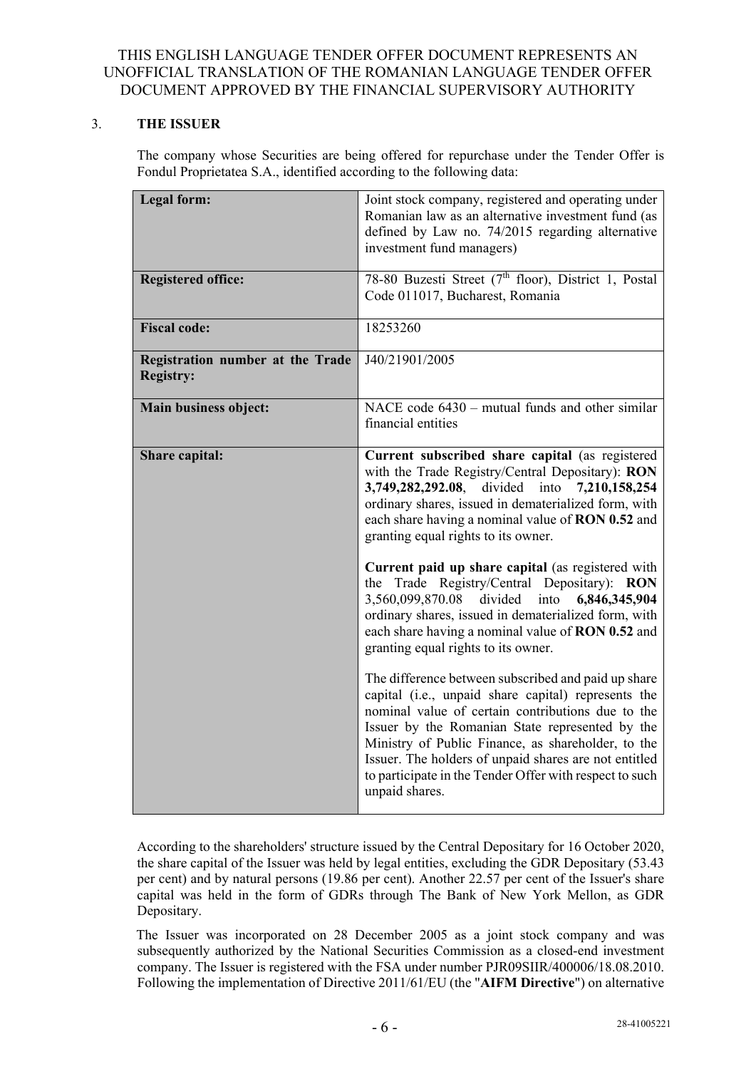THIS ENGLISH LANGUAGE TENDER OFFER DOCUMENT REPRESENTS AN UNOFFICIAL TRANSLATION OF THE ROMANIAN LANGUAGE TENDER OFFER DOCUMENT APPROVED BY THE FINANCIAL SUPERVISORY AUTHORITY

## 3. THE ISSUER

The company whose Securities are being offered for repurchase under the Tender Offer is Fondul Proprietatea S.A., identified according to the following data:

| | |
|---|---|
| **Legal form:** | Joint stock company, registered and operating under Romanian law as an alternative investment fund (as defined by Law no. 74/2015 regarding alternative investment fund managers) |
| **Registered office:** | 78-80 Buzesti Street (7th floor), District 1, Postal Code 011017, Bucharest, Romania |
| **Fiscal code:** | 18253260 |
| **Registration number at the Trade Registry:** | J40/21901/2005 |
| **Main business object:** | NACE code 6430 – mutual funds and other similar financial entities |
| **Share capital:** | **Current subscribed share capital** (as registered with the Trade Registry/Central Depositary): **RON 3,749,282,292.08**, divided into **7,210,158,254** ordinary shares, issued in dematerialized form, with each share having a nominal value of **RON 0.52** and granting equal rights to its owner.<br><br>**Current paid up share capital** (as registered with the Trade Registry/Central Depositary): **RON** 3,560,099,870.08 divided into **6,846,345,904** ordinary shares, issued in dematerialized form, with each share having a nominal value of **RON 0.52** and granting equal rights to its owner.<br><br>The difference between subscribed and paid up share capital (i.e., unpaid share capital) represents the nominal value of certain contributions due to the Issuer by the Romanian State represented by the Ministry of Public Finance, as shareholder, to the Issuer. The holders of unpaid shares are not entitled to participate in the Tender Offer with respect to such unpaid shares. |

According to the shareholders' structure issued by the Central Depositary for 16 October 2020, the share capital of the Issuer was held by legal entities, excluding the GDR Depositary (53.43 per cent) and by natural persons (19.86 per cent). Another 22.57 per cent of the Issuer's share capital was held in the form of GDRs through The Bank of New York Mellon, as GDR Depositary.

The Issuer was incorporated on 28 December 2005 as a joint stock company and was subsequently authorized by the National Securities Commission as a closed-end investment company. The Issuer is registered with the FSA under number PJR09SIIR/400006/18.08.2010. Following the implementation of Directive 2011/61/EU (the "**AIFM Directive**") on alternative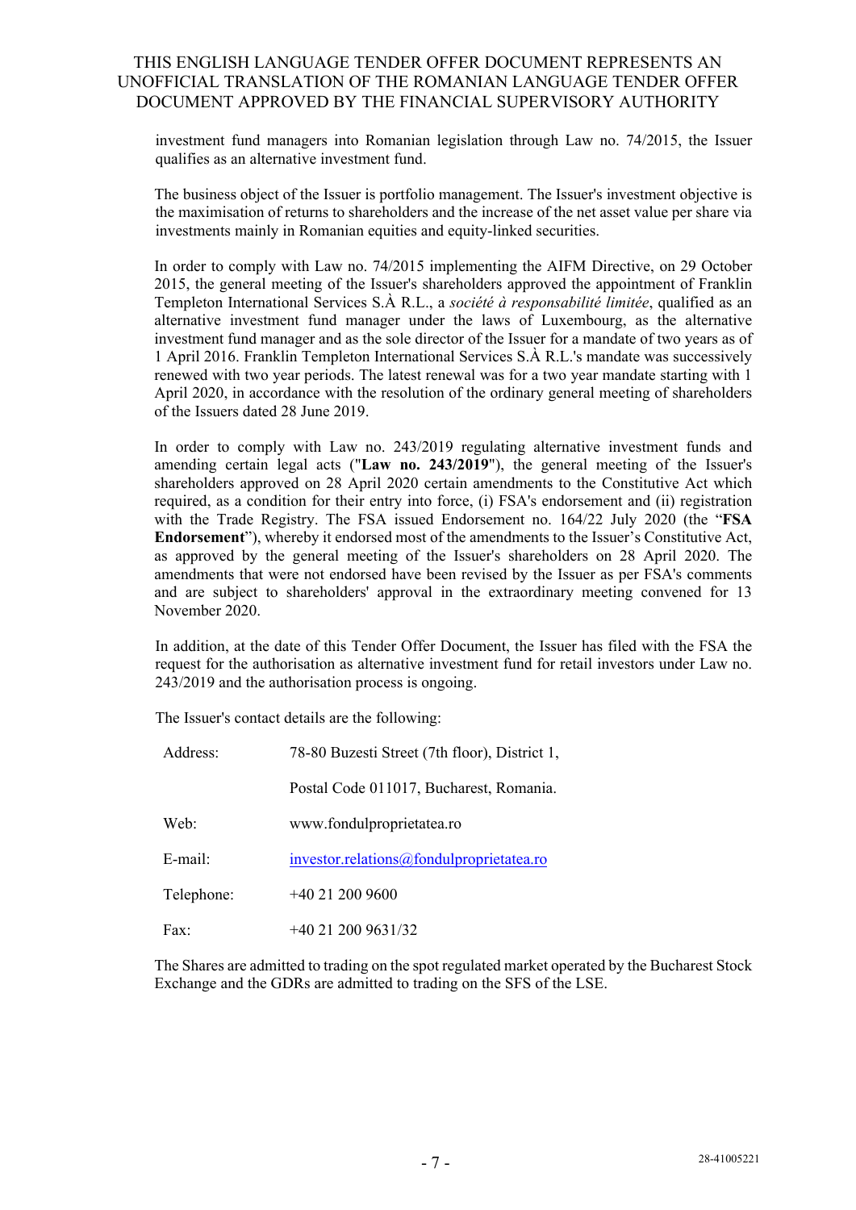investment fund managers into Romanian legislation through Law no. 74/2015, the Issuer qualifies as an alternative investment fund.

The business object of the Issuer is portfolio management. The Issuer's investment objective is the maximisation of returns to shareholders and the increase of the net asset value per share via investments mainly in Romanian equities and equity-linked securities.

In order to comply with Law no. 74/2015 implementing the AIFM Directive, on 29 October 2015, the general meeting of the Issuer's shareholders approved the appointment of Franklin Templeton International Services S.À R.L., a *société à responsabilité limitée*, qualified as an alternative investment fund manager under the laws of Luxembourg, as the alternative investment fund manager and as the sole director of the Issuer for a mandate of two years as of 1 April 2016. Franklin Templeton International Services S.À R.L.'s mandate was successively renewed with two year periods. The latest renewal was for a two year mandate starting with 1 April 2020, in accordance with the resolution of the ordinary general meeting of shareholders of the Issuers dated 28 June 2019.

In order to comply with Law no. 243/2019 regulating alternative investment funds and amending certain legal acts ("**Law no. 243/2019**"), the general meeting of the Issuer's shareholders approved on 28 April 2020 certain amendments to the Constitutive Act which required, as a condition for their entry into force, (i) FSA's endorsement and (ii) registration with the Trade Registry. The FSA issued Endorsement no. 164/22 July 2020 (the "**FSA Endorsement**"), whereby it endorsed most of the amendments to the Issuer's Constitutive Act, as approved by the general meeting of the Issuer's shareholders on 28 April 2020. The amendments that were not endorsed have been revised by the Issuer as per FSA's comments and are subject to shareholders' approval in the extraordinary meeting convened for 13 November 2020.

In addition, at the date of this Tender Offer Document, the Issuer has filed with the FSA the request for the authorisation as alternative investment fund for retail investors under Law no. 243/2019 and the authorisation process is ongoing.

The Issuer's contact details are the following:

| | |
|---|---|
| Address: | 78-80 Buzesti Street (7th floor), District 1, |
| | Postal Code 011017, Bucharest, Romania. |
| Web: | www.fondulproprietatea.ro |
| E-mail: | investor.relations@fondulproprietatea.ro |
| Telephone: | +40 21 200 9600 |
| Fax: | +40 21 200 9631/32 |

The Shares are admitted to trading on the spot regulated market operated by the Bucharest Stock Exchange and the GDRs are admitted to trading on the SFS of the LSE.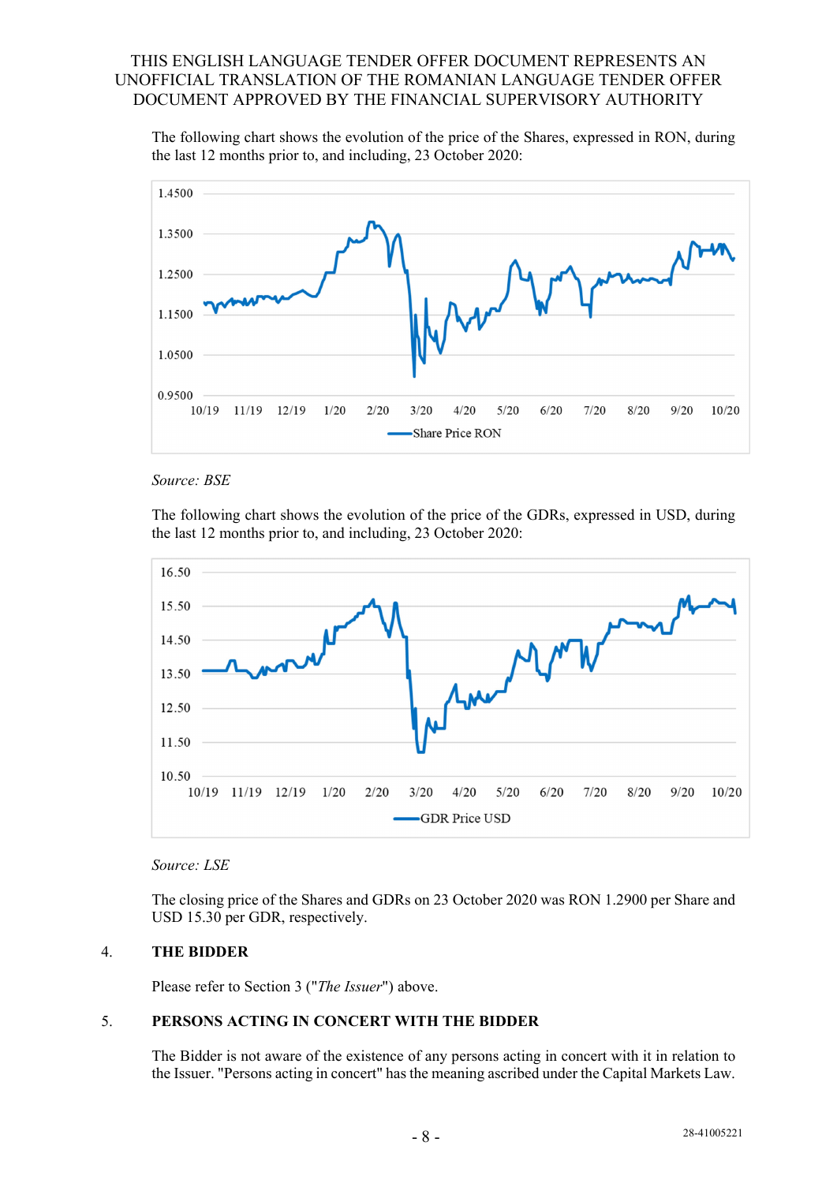The following chart shows the evolution of the price of the Shares, expressed in RON, during the last 12 months prior to, and including, 23 October 2020:

*Source: BSE*

The following chart shows the evolution of the price of the GDRs, expressed in USD, during the last 12 months prior to, and including, 23 October 2020:

*Source: LSE*

The closing price of the Shares and GDRs on 23 October 2020 was RON 1.2900 per Share and USD 15.30 per GDR, respectively.

## 4. THE BIDDER

Please refer to Section 3 ("*The Issuer*") above.

## 5. PERSONS ACTING IN CONCERT WITH THE BIDDER

The Bidder is not aware of the existence of any persons acting in concert with it in relation to the Issuer. "Persons acting in concert" has the meaning ascribed under the Capital Markets Law.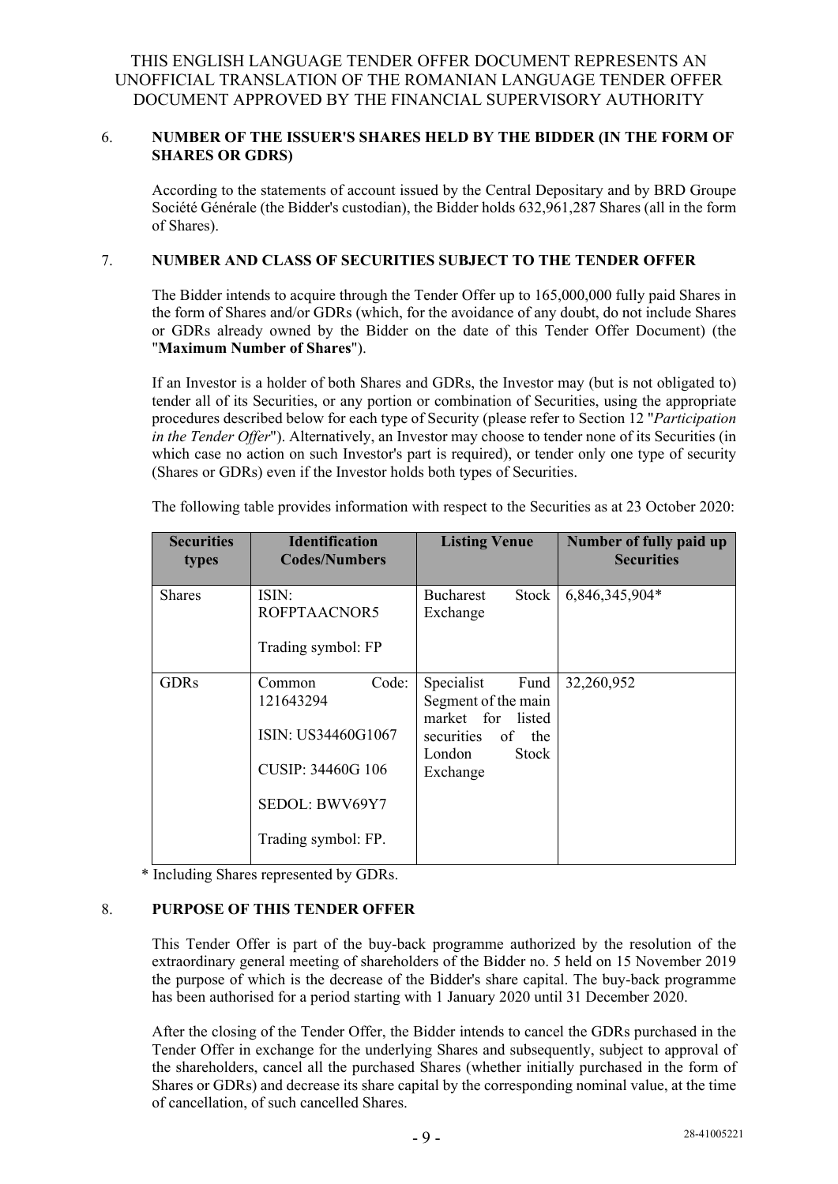THIS ENGLISH LANGUAGE TENDER OFFER DOCUMENT REPRESENTS AN UNOFFICIAL TRANSLATION OF THE ROMANIAN LANGUAGE TENDER OFFER DOCUMENT APPROVED BY THE FINANCIAL SUPERVISORY AUTHORITY

## 6. NUMBER OF THE ISSUER'S SHARES HELD BY THE BIDDER (IN THE FORM OF SHARES OR GDRS)

According to the statements of account issued by the Central Depositary and by BRD Groupe Société Générale (the Bidder's custodian), the Bidder holds 632,961,287 Shares (all in the form of Shares).

## 7. NUMBER AND CLASS OF SECURITIES SUBJECT TO THE TENDER OFFER

The Bidder intends to acquire through the Tender Offer up to 165,000,000 fully paid Shares in the form of Shares and/or GDRs (which, for the avoidance of any doubt, do not include Shares or GDRs already owned by the Bidder on the date of this Tender Offer Document) (the "**Maximum Number of Shares**").

If an Investor is a holder of both Shares and GDRs, the Investor may (but is not obligated to) tender all of its Securities, or any portion or combination of Securities, using the appropriate procedures described below for each type of Security (please refer to Section 12 "*Participation in the Tender Offer*"). Alternatively, an Investor may choose to tender none of its Securities (in which case no action on such Investor's part is required), or tender only one type of security (Shares or GDRs) even if the Investor holds both types of Securities.

The following table provides information with respect to the Securities as at 23 October 2020:

| Securities types | Identification Codes/Numbers | Listing Venue | Number of fully paid up Securities |
|---|---|---|---|
| Shares | ISIN: ROFPTAACNOR5<br><br>Trading symbol: FP | Bucharest Stock Exchange | 6,846,345,904* |
| GDRs | Common Code: 121643294<br><br>ISIN: US34460G1067<br><br>CUSIP: 34460G 106<br><br>SEDOL: BWV69Y7<br><br>Trading symbol: FP. | Specialist Fund Segment of the main market for listed securities of the London Stock Exchange | 32,260,952 |

\* Including Shares represented by GDRs.

## 8. PURPOSE OF THIS TENDER OFFER

This Tender Offer is part of the buy-back programme authorized by the resolution of the extraordinary general meeting of shareholders of the Bidder no. 5 held on 15 November 2019 the purpose of which is the decrease of the Bidder's share capital. The buy-back programme has been authorised for a period starting with 1 January 2020 until 31 December 2020.

After the closing of the Tender Offer, the Bidder intends to cancel the GDRs purchased in the Tender Offer in exchange for the underlying Shares and subsequently, subject to approval of the shareholders, cancel all the purchased Shares (whether initially purchased in the form of Shares or GDRs) and decrease its share capital by the corresponding nominal value, at the time of cancellation, of such cancelled Shares.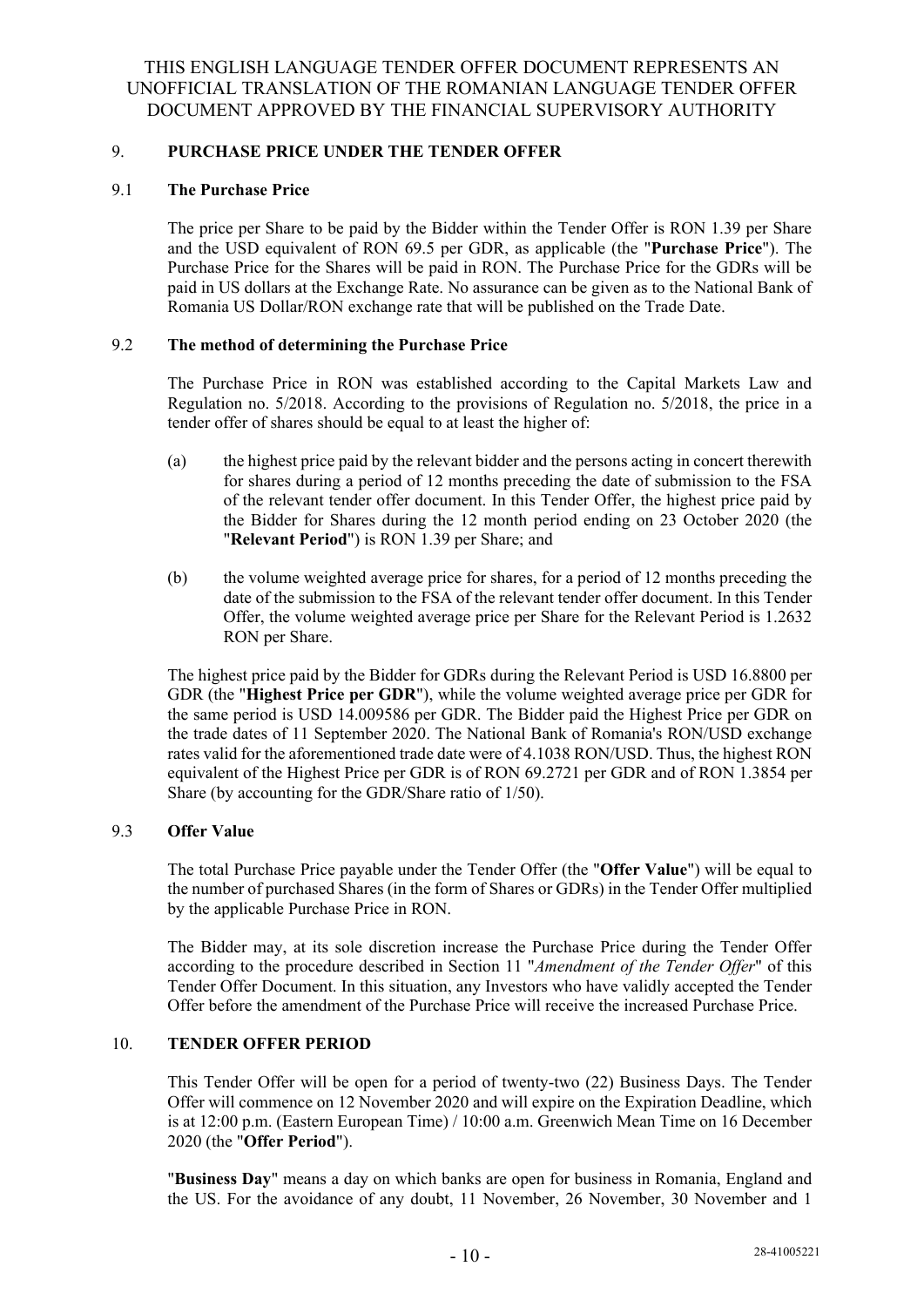THIS ENGLISH LANGUAGE TENDER OFFER DOCUMENT REPRESENTS AN UNOFFICIAL TRANSLATION OF THE ROMANIAN LANGUAGE TENDER OFFER DOCUMENT APPROVED BY THE FINANCIAL SUPERVISORY AUTHORITY

## 9. PURCHASE PRICE UNDER THE TENDER OFFER

### 9.1 The Purchase Price

The price per Share to be paid by the Bidder within the Tender Offer is RON 1.39 per Share and the USD equivalent of RON 69.5 per GDR, as applicable (the "**Purchase Price**"). The Purchase Price for the Shares will be paid in RON. The Purchase Price for the GDRs will be paid in US dollars at the Exchange Rate. No assurance can be given as to the National Bank of Romania US Dollar/RON exchange rate that will be published on the Trade Date.

### 9.2 The method of determining the Purchase Price

The Purchase Price in RON was established according to the Capital Markets Law and Regulation no. 5/2018. According to the provisions of Regulation no. 5/2018, the price in a tender offer of shares should be equal to at least the higher of:

(a) the highest price paid by the relevant bidder and the persons acting in concert therewith for shares during a period of 12 months preceding the date of submission to the FSA of the relevant tender offer document. In this Tender Offer, the highest price paid by the Bidder for Shares during the 12 month period ending on 23 October 2020 (the "**Relevant Period**") is RON 1.39 per Share; and

(b) the volume weighted average price for shares, for a period of 12 months preceding the date of the submission to the FSA of the relevant tender offer document. In this Tender Offer, the volume weighted average price per Share for the Relevant Period is 1.2632 RON per Share.

The highest price paid by the Bidder for GDRs during the Relevant Period is USD 16.8800 per GDR (the "**Highest Price per GDR**"), while the volume weighted average price per GDR for the same period is USD 14.009586 per GDR. The Bidder paid the Highest Price per GDR on the trade dates of 11 September 2020. The National Bank of Romania's RON/USD exchange rates valid for the aforementioned trade date were of 4.1038 RON/USD. Thus, the highest RON equivalent of the Highest Price per GDR is of RON 69.2721 per GDR and of RON 1.3854 per Share (by accounting for the GDR/Share ratio of 1/50).

### 9.3 Offer Value

The total Purchase Price payable under the Tender Offer (the "**Offer Value**") will be equal to the number of purchased Shares (in the form of Shares or GDRs) in the Tender Offer multiplied by the applicable Purchase Price in RON.

The Bidder may, at its sole discretion increase the Purchase Price during the Tender Offer according to the procedure described in Section 11 "*Amendment of the Tender Offer*" of this Tender Offer Document. In this situation, any Investors who have validly accepted the Tender Offer before the amendment of the Purchase Price will receive the increased Purchase Price.

## 10. TENDER OFFER PERIOD

This Tender Offer will be open for a period of twenty-two (22) Business Days. The Tender Offer will commence on 12 November 2020 and will expire on the Expiration Deadline, which is at 12:00 p.m. (Eastern European Time) / 10:00 a.m. Greenwich Mean Time on 16 December 2020 (the "**Offer Period**").

"**Business Day**" means a day on which banks are open for business in Romania, England and the US. For the avoidance of any doubt, 11 November, 26 November, 30 November and 1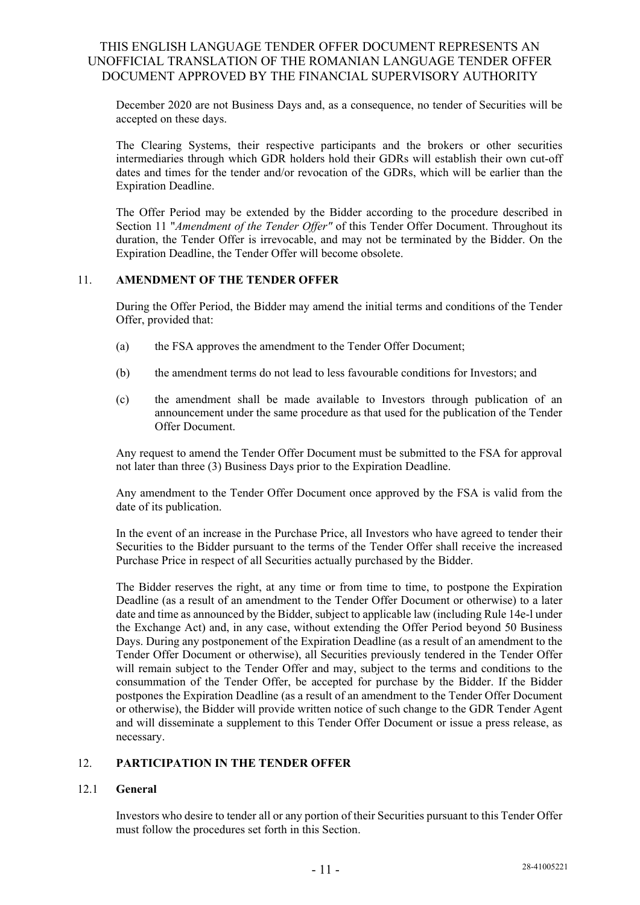December 2020 are not Business Days and, as a consequence, no tender of Securities will be accepted on these days.

The Clearing Systems, their respective participants and the brokers or other securities intermediaries through which GDR holders hold their GDRs will establish their own cut-off dates and times for the tender and/or revocation of the GDRs, which will be earlier than the Expiration Deadline.

The Offer Period may be extended by the Bidder according to the procedure described in Section 11 "*Amendment of the Tender Offer"* of this Tender Offer Document. Throughout its duration, the Tender Offer is irrevocable, and may not be terminated by the Bidder. On the Expiration Deadline, the Tender Offer will become obsolete.

## 11. AMENDMENT OF THE TENDER OFFER

During the Offer Period, the Bidder may amend the initial terms and conditions of the Tender Offer, provided that:

(a) the FSA approves the amendment to the Tender Offer Document;

(b) the amendment terms do not lead to less favourable conditions for Investors; and

(c) the amendment shall be made available to Investors through publication of an announcement under the same procedure as that used for the publication of the Tender Offer Document.

Any request to amend the Tender Offer Document must be submitted to the FSA for approval not later than three (3) Business Days prior to the Expiration Deadline.

Any amendment to the Tender Offer Document once approved by the FSA is valid from the date of its publication.

In the event of an increase in the Purchase Price, all Investors who have agreed to tender their Securities to the Bidder pursuant to the terms of the Tender Offer shall receive the increased Purchase Price in respect of all Securities actually purchased by the Bidder.

The Bidder reserves the right, at any time or from time to time, to postpone the Expiration Deadline (as a result of an amendment to the Tender Offer Document or otherwise) to a later date and time as announced by the Bidder, subject to applicable law (including Rule 14e-l under the Exchange Act) and, in any case, without extending the Offer Period beyond 50 Business Days. During any postponement of the Expiration Deadline (as a result of an amendment to the Tender Offer Document or otherwise), all Securities previously tendered in the Tender Offer will remain subject to the Tender Offer and may, subject to the terms and conditions to the consummation of the Tender Offer, be accepted for purchase by the Bidder. If the Bidder postpones the Expiration Deadline (as a result of an amendment to the Tender Offer Document or otherwise), the Bidder will provide written notice of such change to the GDR Tender Agent and will disseminate a supplement to this Tender Offer Document or issue a press release, as necessary.

## 12. PARTICIPATION IN THE TENDER OFFER

### 12.1 General

Investors who desire to tender all or any portion of their Securities pursuant to this Tender Offer must follow the procedures set forth in this Section.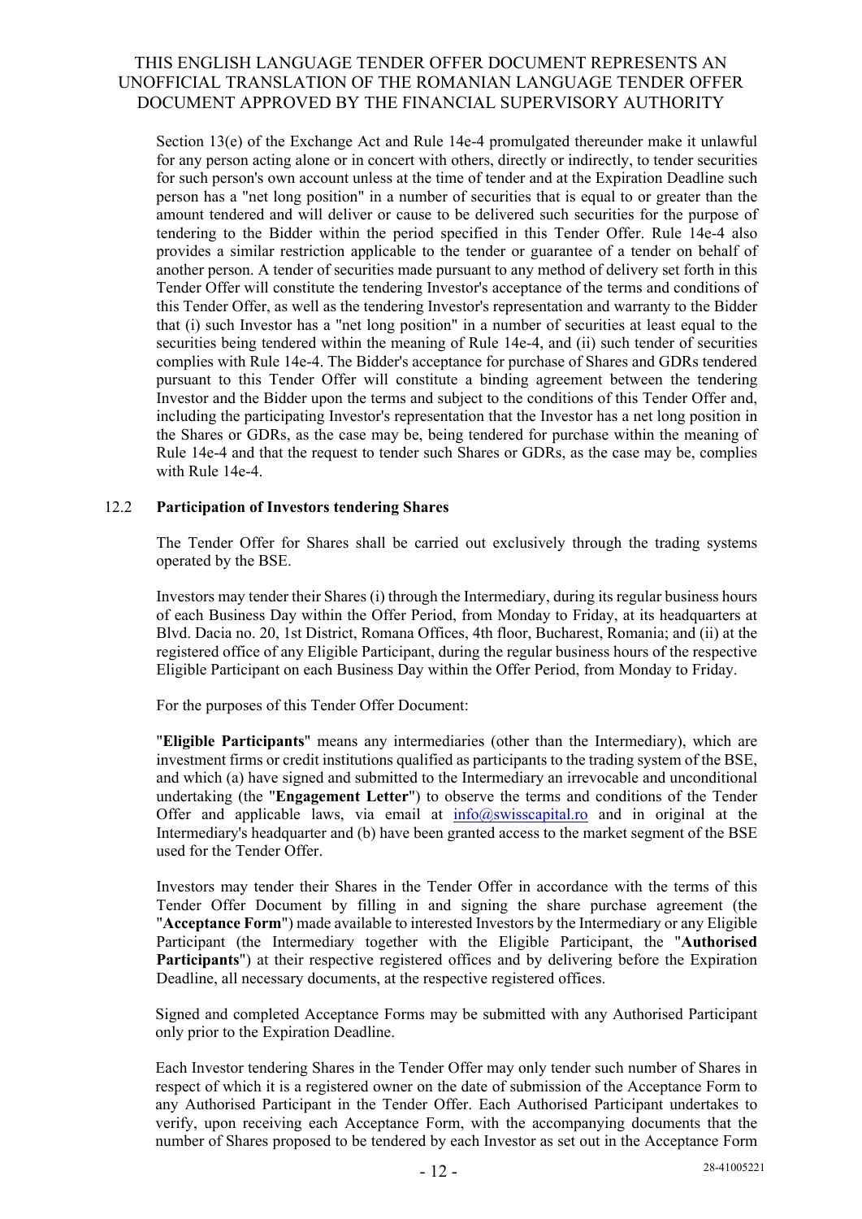Section 13(e) of the Exchange Act and Rule 14e-4 promulgated thereunder make it unlawful for any person acting alone or in concert with others, directly or indirectly, to tender securities for such person's own account unless at the time of tender and at the Expiration Deadline such person has a "net long position" in a number of securities that is equal to or greater than the amount tendered and will deliver or cause to be delivered such securities for the purpose of tendering to the Bidder within the period specified in this Tender Offer. Rule 14e-4 also provides a similar restriction applicable to the tender or guarantee of a tender on behalf of another person. A tender of securities made pursuant to any method of delivery set forth in this Tender Offer will constitute the tendering Investor's acceptance of the terms and conditions of this Tender Offer, as well as the tendering Investor's representation and warranty to the Bidder that (i) such Investor has a "net long position" in a number of securities at least equal to the securities being tendered within the meaning of Rule 14e-4, and (ii) such tender of securities complies with Rule 14e-4. The Bidder's acceptance for purchase of Shares and GDRs tendered pursuant to this Tender Offer will constitute a binding agreement between the tendering Investor and the Bidder upon the terms and subject to the conditions of this Tender Offer and, including the participating Investor's representation that the Investor has a net long position in the Shares or GDRs, as the case may be, being tendered for purchase within the meaning of Rule 14e-4 and that the request to tender such Shares or GDRs, as the case may be, complies with Rule 14e-4.

### 12.2 Participation of Investors tendering Shares

The Tender Offer for Shares shall be carried out exclusively through the trading systems operated by the BSE.

Investors may tender their Shares (i) through the Intermediary, during its regular business hours of each Business Day within the Offer Period, from Monday to Friday, at its headquarters at Blvd. Dacia no. 20, 1st District, Romana Offices, 4th floor, Bucharest, Romania; and (ii) at the registered office of any Eligible Participant, during the regular business hours of the respective Eligible Participant on each Business Day within the Offer Period, from Monday to Friday.

For the purposes of this Tender Offer Document:

"**Eligible Participants**" means any intermediaries (other than the Intermediary), which are investment firms or credit institutions qualified as participants to the trading system of the BSE, and which (a) have signed and submitted to the Intermediary an irrevocable and unconditional undertaking (the "**Engagement Letter**") to observe the terms and conditions of the Tender Offer and applicable laws, via email at info@swisscapital.ro and in original at the Intermediary's headquarter and (b) have been granted access to the market segment of the BSE used for the Tender Offer.

Investors may tender their Shares in the Tender Offer in accordance with the terms of this Tender Offer Document by filling in and signing the share purchase agreement (the "**Acceptance Form**") made available to interested Investors by the Intermediary or any Eligible Participant (the Intermediary together with the Eligible Participant, the "**Authorised Participants**") at their respective registered offices and by delivering before the Expiration Deadline, all necessary documents, at the respective registered offices.

Signed and completed Acceptance Forms may be submitted with any Authorised Participant only prior to the Expiration Deadline.

Each Investor tendering Shares in the Tender Offer may only tender such number of Shares in respect of which it is a registered owner on the date of submission of the Acceptance Form to any Authorised Participant in the Tender Offer. Each Authorised Participant undertakes to verify, upon receiving each Acceptance Form, with the accompanying documents that the number of Shares proposed to be tendered by each Investor as set out in the Acceptance Form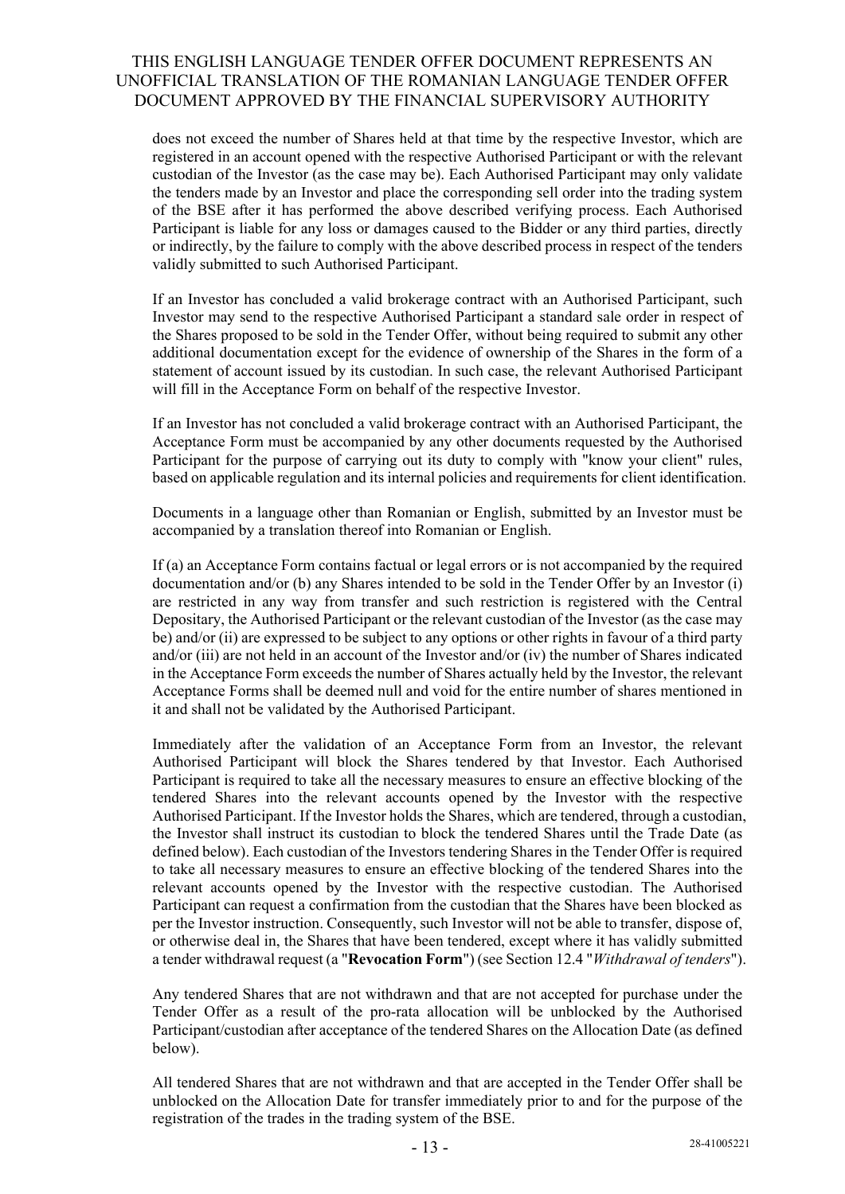does not exceed the number of Shares held at that time by the respective Investor, which are registered in an account opened with the respective Authorised Participant or with the relevant custodian of the Investor (as the case may be). Each Authorised Participant may only validate the tenders made by an Investor and place the corresponding sell order into the trading system of the BSE after it has performed the above described verifying process. Each Authorised Participant is liable for any loss or damages caused to the Bidder or any third parties, directly or indirectly, by the failure to comply with the above described process in respect of the tenders validly submitted to such Authorised Participant.

If an Investor has concluded a valid brokerage contract with an Authorised Participant, such Investor may send to the respective Authorised Participant a standard sale order in respect of the Shares proposed to be sold in the Tender Offer, without being required to submit any other additional documentation except for the evidence of ownership of the Shares in the form of a statement of account issued by its custodian. In such case, the relevant Authorised Participant will fill in the Acceptance Form on behalf of the respective Investor.

If an Investor has not concluded a valid brokerage contract with an Authorised Participant, the Acceptance Form must be accompanied by any other documents requested by the Authorised Participant for the purpose of carrying out its duty to comply with "know your client" rules, based on applicable regulation and its internal policies and requirements for client identification.

Documents in a language other than Romanian or English, submitted by an Investor must be accompanied by a translation thereof into Romanian or English.

If (a) an Acceptance Form contains factual or legal errors or is not accompanied by the required documentation and/or (b) any Shares intended to be sold in the Tender Offer by an Investor (i) are restricted in any way from transfer and such restriction is registered with the Central Depositary, the Authorised Participant or the relevant custodian of the Investor (as the case may be) and/or (ii) are expressed to be subject to any options or other rights in favour of a third party and/or (iii) are not held in an account of the Investor and/or (iv) the number of Shares indicated in the Acceptance Form exceeds the number of Shares actually held by the Investor, the relevant Acceptance Forms shall be deemed null and void for the entire number of shares mentioned in it and shall not be validated by the Authorised Participant.

Immediately after the validation of an Acceptance Form from an Investor, the relevant Authorised Participant will block the Shares tendered by that Investor. Each Authorised Participant is required to take all the necessary measures to ensure an effective blocking of the tendered Shares into the relevant accounts opened by the Investor with the respective Authorised Participant. If the Investor holds the Shares, which are tendered, through a custodian, the Investor shall instruct its custodian to block the tendered Shares until the Trade Date (as defined below). Each custodian of the Investors tendering Shares in the Tender Offer is required to take all necessary measures to ensure an effective blocking of the tendered Shares into the relevant accounts opened by the Investor with the respective custodian. The Authorised Participant can request a confirmation from the custodian that the Shares have been blocked as per the Investor instruction. Consequently, such Investor will not be able to transfer, dispose of, or otherwise deal in, the Shares that have been tendered, except where it has validly submitted a tender withdrawal request (a "**Revocation Form**") (see Section 12.4 "*Withdrawal of tenders*").

Any tendered Shares that are not withdrawn and that are not accepted for purchase under the Tender Offer as a result of the pro-rata allocation will be unblocked by the Authorised Participant/custodian after acceptance of the tendered Shares on the Allocation Date (as defined below).

All tendered Shares that are not withdrawn and that are accepted in the Tender Offer shall be unblocked on the Allocation Date for transfer immediately prior to and for the purpose of the registration of the trades in the trading system of the BSE.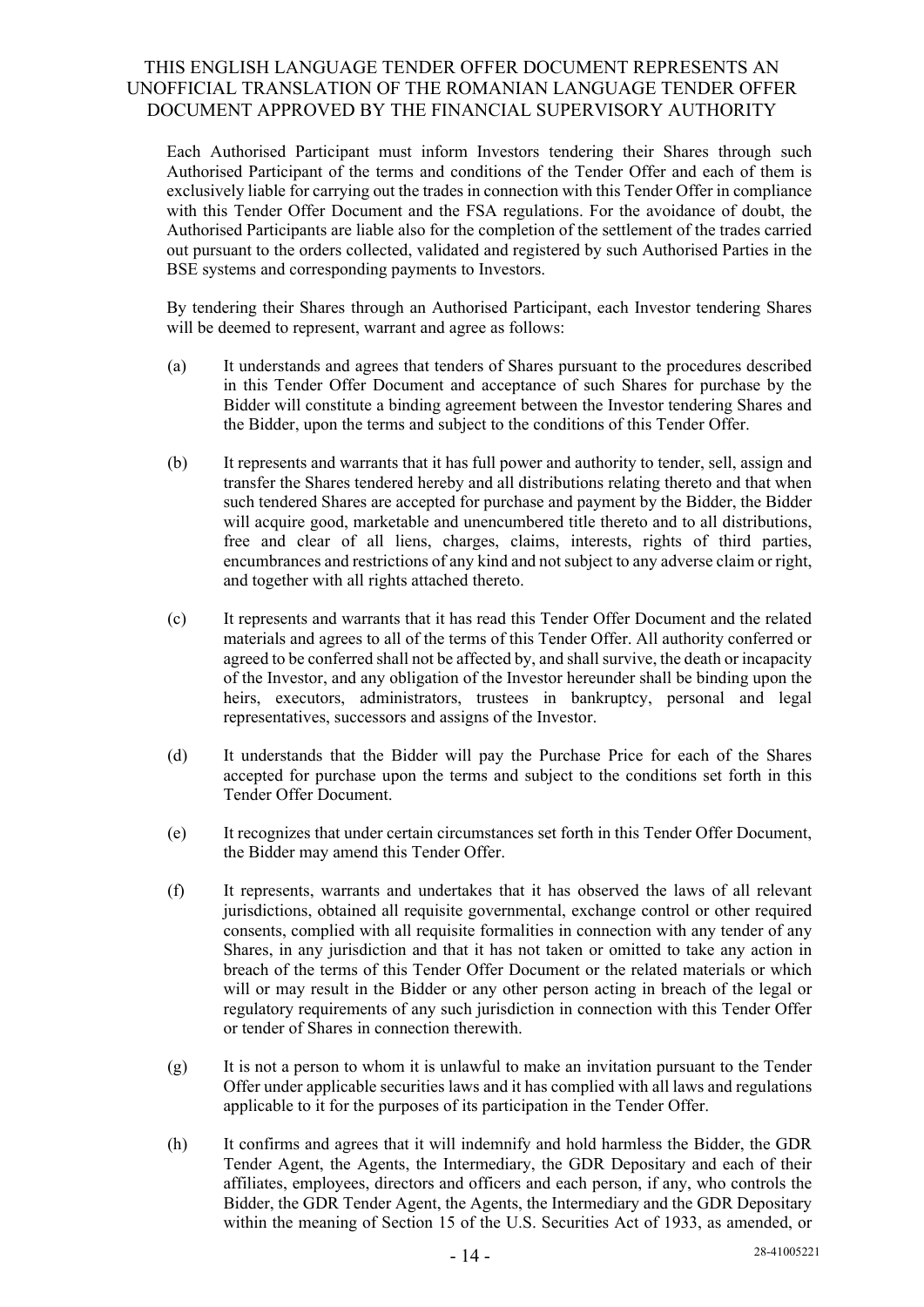Each Authorised Participant must inform Investors tendering their Shares through such Authorised Participant of the terms and conditions of the Tender Offer and each of them is exclusively liable for carrying out the trades in connection with this Tender Offer in compliance with this Tender Offer Document and the FSA regulations. For the avoidance of doubt, the Authorised Participants are liable also for the completion of the settlement of the trades carried out pursuant to the orders collected, validated and registered by such Authorised Parties in the BSE systems and corresponding payments to Investors.

By tendering their Shares through an Authorised Participant, each Investor tendering Shares will be deemed to represent, warrant and agree as follows:

(a) It understands and agrees that tenders of Shares pursuant to the procedures described in this Tender Offer Document and acceptance of such Shares for purchase by the Bidder will constitute a binding agreement between the Investor tendering Shares and the Bidder, upon the terms and subject to the conditions of this Tender Offer.

(b) It represents and warrants that it has full power and authority to tender, sell, assign and transfer the Shares tendered hereby and all distributions relating thereto and that when such tendered Shares are accepted for purchase and payment by the Bidder, the Bidder will acquire good, marketable and unencumbered title thereto and to all distributions, free and clear of all liens, charges, claims, interests, rights of third parties, encumbrances and restrictions of any kind and not subject to any adverse claim or right, and together with all rights attached thereto.

(c) It represents and warrants that it has read this Tender Offer Document and the related materials and agrees to all of the terms of this Tender Offer. All authority conferred or agreed to be conferred shall not be affected by, and shall survive, the death or incapacity of the Investor, and any obligation of the Investor hereunder shall be binding upon the heirs, executors, administrators, trustees in bankruptcy, personal and legal representatives, successors and assigns of the Investor.

(d) It understands that the Bidder will pay the Purchase Price for each of the Shares accepted for purchase upon the terms and subject to the conditions set forth in this Tender Offer Document.

(e) It recognizes that under certain circumstances set forth in this Tender Offer Document, the Bidder may amend this Tender Offer.

(f) It represents, warrants and undertakes that it has observed the laws of all relevant jurisdictions, obtained all requisite governmental, exchange control or other required consents, complied with all requisite formalities in connection with any tender of any Shares, in any jurisdiction and that it has not taken or omitted to take any action in breach of the terms of this Tender Offer Document or the related materials or which will or may result in the Bidder or any other person acting in breach of the legal or regulatory requirements of any such jurisdiction in connection with this Tender Offer or tender of Shares in connection therewith.

(g) It is not a person to whom it is unlawful to make an invitation pursuant to the Tender Offer under applicable securities laws and it has complied with all laws and regulations applicable to it for the purposes of its participation in the Tender Offer.

(h) It confirms and agrees that it will indemnify and hold harmless the Bidder, the GDR Tender Agent, the Agents, the Intermediary, the GDR Depositary and each of their affiliates, employees, directors and officers and each person, if any, who controls the Bidder, the GDR Tender Agent, the Agents, the Intermediary and the GDR Depositary within the meaning of Section 15 of the U.S. Securities Act of 1933, as amended, or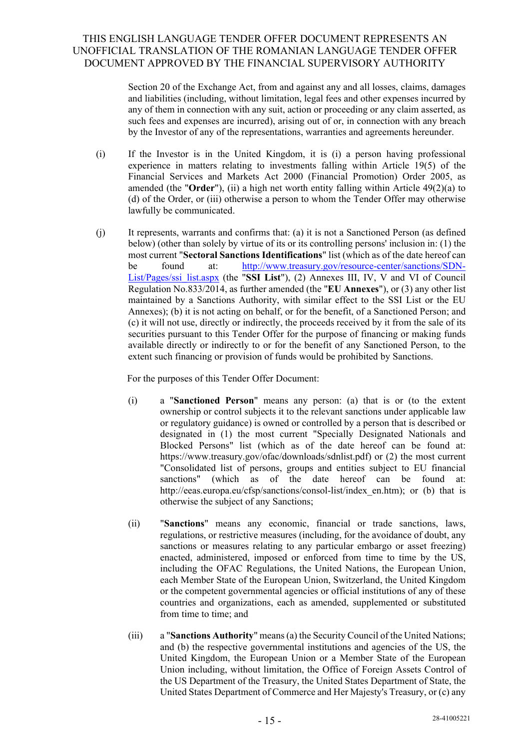Section 20 of the Exchange Act, from and against any and all losses, claims, damages and liabilities (including, without limitation, legal fees and other expenses incurred by any of them in connection with any suit, action or proceeding or any claim asserted, as such fees and expenses are incurred), arising out of or, in connection with any breach by the Investor of any of the representations, warranties and agreements hereunder.

(i) If the Investor is in the United Kingdom, it is (i) a person having professional experience in matters relating to investments falling within Article 19(5) of the Financial Services and Markets Act 2000 (Financial Promotion) Order 2005, as amended (the "**Order**"), (ii) a high net worth entity falling within Article 49(2)(a) to (d) of the Order, or (iii) otherwise a person to whom the Tender Offer may otherwise lawfully be communicated.

(j) It represents, warrants and confirms that: (a) it is not a Sanctioned Person (as defined below) (other than solely by virtue of its or its controlling persons' inclusion in: (1) the most current "**Sectoral Sanctions Identifications**" list (which as of the date hereof can be found at: [http://www.treasury.gov/resource-center/sanctions/SDN-List/Pages/ssi_list.aspx](http://www.treasury.gov/resource-center/sanctions/SDN-List/Pages/ssi_list.aspx) (the "**SSI List**"), (2) Annexes III, IV, V and VI of Council Regulation No.833/2014, as further amended (the "**EU Annexes**"), or (3) any other list maintained by a Sanctions Authority, with similar effect to the SSI List or the EU Annexes); (b) it is not acting on behalf, or for the benefit, of a Sanctioned Person; and (c) it will not use, directly or indirectly, the proceeds received by it from the sale of its securities pursuant to this Tender Offer for the purpose of financing or making funds available directly or indirectly to or for the benefit of any Sanctioned Person, to the extent such financing or provision of funds would be prohibited by Sanctions.

For the purposes of this Tender Offer Document:

(i) a "**Sanctioned Person**" means any person: (a) that is or (to the extent ownership or control subjects it to the relevant sanctions under applicable law or regulatory guidance) is owned or controlled by a person that is described or designated in (1) the most current "Specially Designated Nationals and Blocked Persons" list (which as of the date hereof can be found at: https://www.treasury.gov/ofac/downloads/sdnlist.pdf) or (2) the most current "Consolidated list of persons, groups and entities subject to EU financial sanctions" (which as of the date hereof can be found at: http://eeas.europa.eu/cfsp/sanctions/consol-list/index_en.htm); or (b) that is otherwise the subject of any Sanctions;

(ii) "**Sanctions**" means any economic, financial or trade sanctions, laws, regulations, or restrictive measures (including, for the avoidance of doubt, any sanctions or measures relating to any particular embargo or asset freezing) enacted, administered, imposed or enforced from time to time by the US, including the OFAC Regulations, the United Nations, the European Union, each Member State of the European Union, Switzerland, the United Kingdom or the competent governmental agencies or official institutions of any of these countries and organizations, each as amended, supplemented or substituted from time to time; and

(iii) a "**Sanctions Authority**" means (a) the Security Council of the United Nations; and (b) the respective governmental institutions and agencies of the US, the United Kingdom, the European Union or a Member State of the European Union including, without limitation, the Office of Foreign Assets Control of the US Department of the Treasury, the United States Department of State, the United States Department of Commerce and Her Majesty's Treasury, or (c) any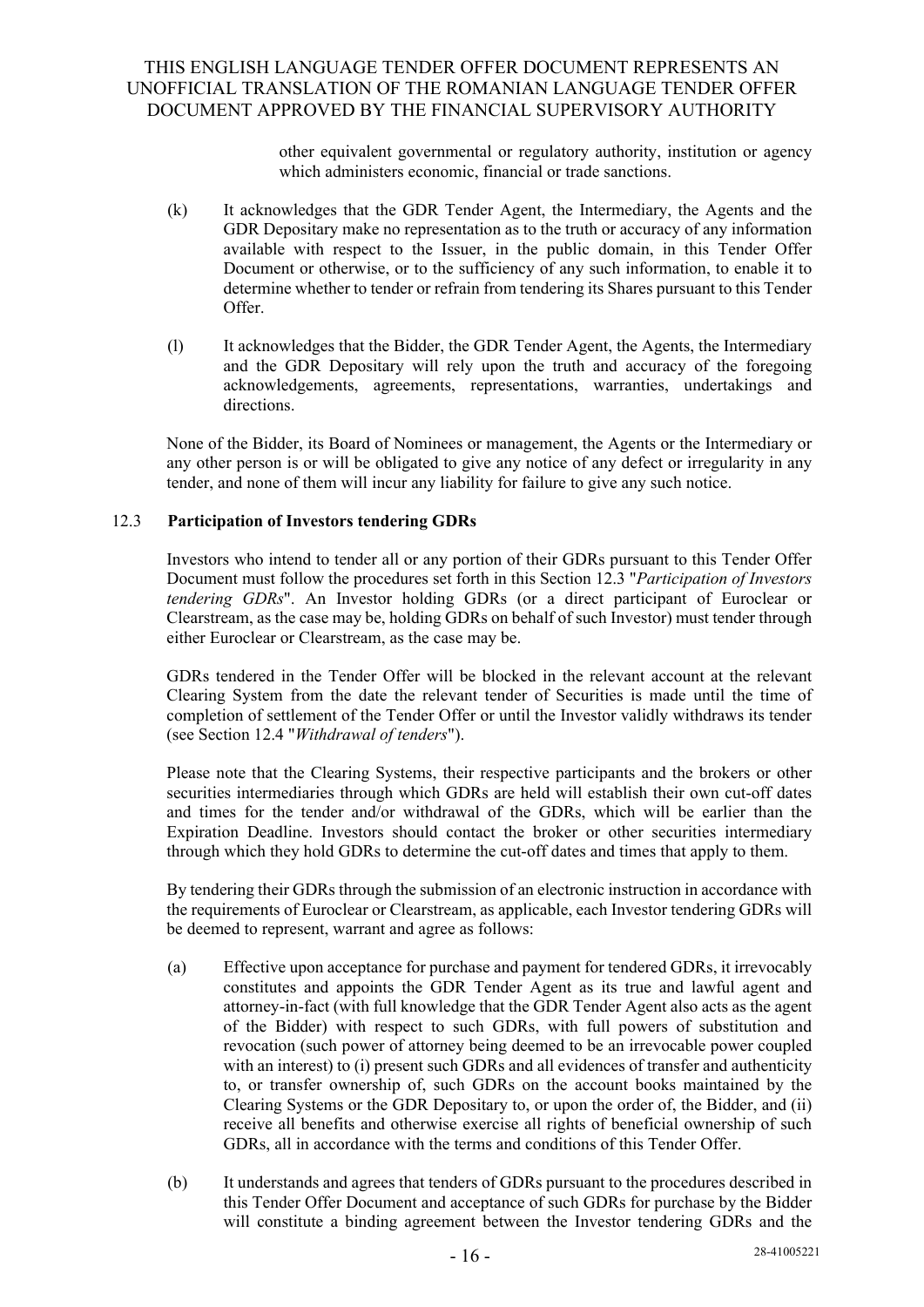other equivalent governmental or regulatory authority, institution or agency which administers economic, financial or trade sanctions.

(k) It acknowledges that the GDR Tender Agent, the Intermediary, the Agents and the GDR Depositary make no representation as to the truth or accuracy of any information available with respect to the Issuer, in the public domain, in this Tender Offer Document or otherwise, or to the sufficiency of any such information, to enable it to determine whether to tender or refrain from tendering its Shares pursuant to this Tender Offer.

(l) It acknowledges that the Bidder, the GDR Tender Agent, the Agents, the Intermediary and the GDR Depositary will rely upon the truth and accuracy of the foregoing acknowledgements, agreements, representations, warranties, undertakings and directions.

None of the Bidder, its Board of Nominees or management, the Agents or the Intermediary or any other person is or will be obligated to give any notice of any defect or irregularity in any tender, and none of them will incur any liability for failure to give any such notice.

### 12.3 Participation of Investors tendering GDRs

Investors who intend to tender all or any portion of their GDRs pursuant to this Tender Offer Document must follow the procedures set forth in this Section 12.3 "*Participation of Investors tendering GDRs*". An Investor holding GDRs (or a direct participant of Euroclear or Clearstream, as the case may be, holding GDRs on behalf of such Investor) must tender through either Euroclear or Clearstream, as the case may be.

GDRs tendered in the Tender Offer will be blocked in the relevant account at the relevant Clearing System from the date the relevant tender of Securities is made until the time of completion of settlement of the Tender Offer or until the Investor validly withdraws its tender (see Section 12.4 "*Withdrawal of tenders*").

Please note that the Clearing Systems, their respective participants and the brokers or other securities intermediaries through which GDRs are held will establish their own cut-off dates and times for the tender and/or withdrawal of the GDRs, which will be earlier than the Expiration Deadline. Investors should contact the broker or other securities intermediary through which they hold GDRs to determine the cut-off dates and times that apply to them.

By tendering their GDRs through the submission of an electronic instruction in accordance with the requirements of Euroclear or Clearstream, as applicable, each Investor tendering GDRs will be deemed to represent, warrant and agree as follows:

(a) Effective upon acceptance for purchase and payment for tendered GDRs, it irrevocably constitutes and appoints the GDR Tender Agent as its true and lawful agent and attorney-in-fact (with full knowledge that the GDR Tender Agent also acts as the agent of the Bidder) with respect to such GDRs, with full powers of substitution and revocation (such power of attorney being deemed to be an irrevocable power coupled with an interest) to (i) present such GDRs and all evidences of transfer and authenticity to, or transfer ownership of, such GDRs on the account books maintained by the Clearing Systems or the GDR Depositary to, or upon the order of, the Bidder, and (ii) receive all benefits and otherwise exercise all rights of beneficial ownership of such GDRs, all in accordance with the terms and conditions of this Tender Offer.

(b) It understands and agrees that tenders of GDRs pursuant to the procedures described in this Tender Offer Document and acceptance of such GDRs for purchase by the Bidder will constitute a binding agreement between the Investor tendering GDRs and the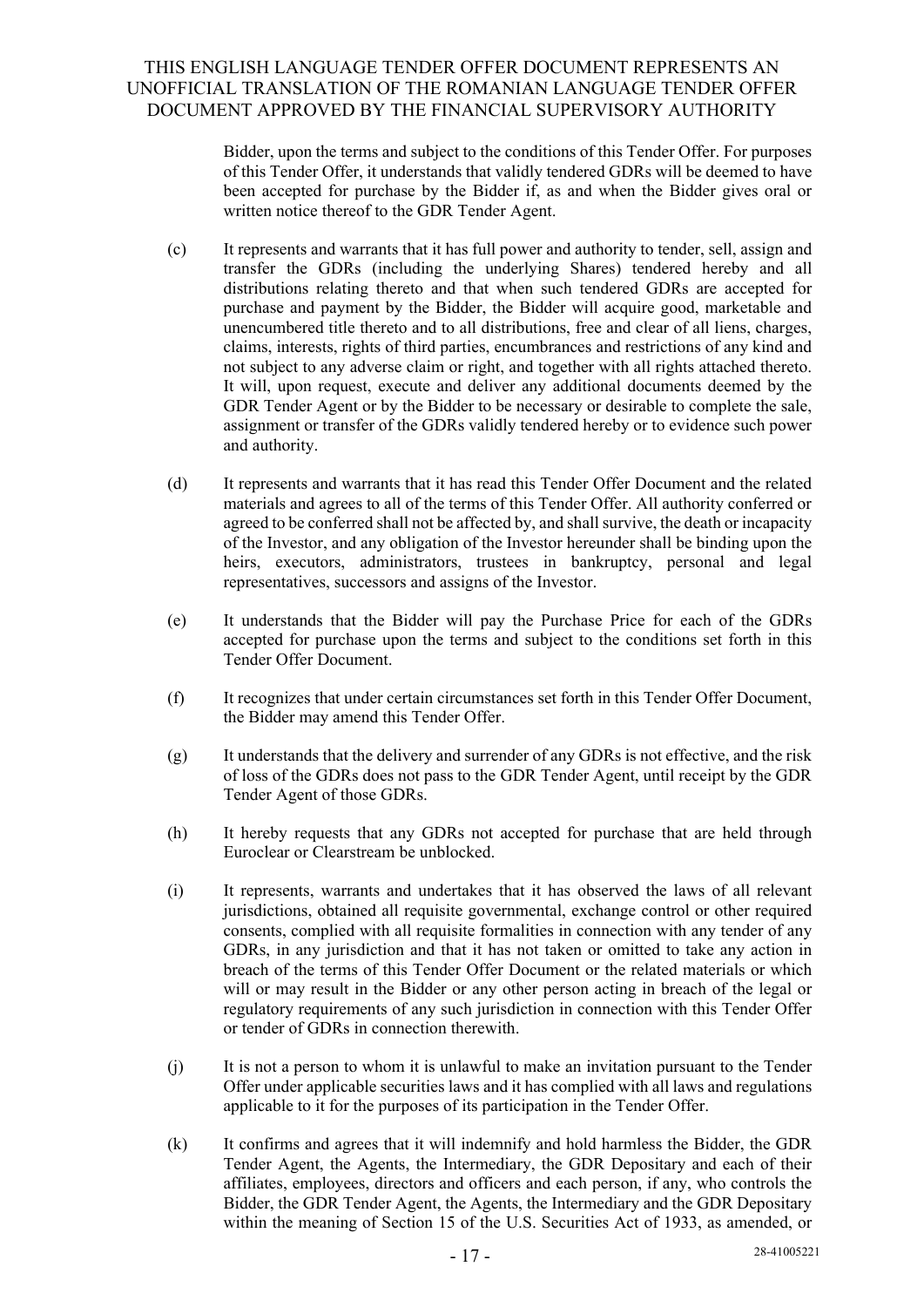Bidder, upon the terms and subject to the conditions of this Tender Offer. For purposes of this Tender Offer, it understands that validly tendered GDRs will be deemed to have been accepted for purchase by the Bidder if, as and when the Bidder gives oral or written notice thereof to the GDR Tender Agent.

(c) It represents and warrants that it has full power and authority to tender, sell, assign and transfer the GDRs (including the underlying Shares) tendered hereby and all distributions relating thereto and that when such tendered GDRs are accepted for purchase and payment by the Bidder, the Bidder will acquire good, marketable and unencumbered title thereto and to all distributions, free and clear of all liens, charges, claims, interests, rights of third parties, encumbrances and restrictions of any kind and not subject to any adverse claim or right, and together with all rights attached thereto. It will, upon request, execute and deliver any additional documents deemed by the GDR Tender Agent or by the Bidder to be necessary or desirable to complete the sale, assignment or transfer of the GDRs validly tendered hereby or to evidence such power and authority.

(d) It represents and warrants that it has read this Tender Offer Document and the related materials and agrees to all of the terms of this Tender Offer. All authority conferred or agreed to be conferred shall not be affected by, and shall survive, the death or incapacity of the Investor, and any obligation of the Investor hereunder shall be binding upon the heirs, executors, administrators, trustees in bankruptcy, personal and legal representatives, successors and assigns of the Investor.

(e) It understands that the Bidder will pay the Purchase Price for each of the GDRs accepted for purchase upon the terms and subject to the conditions set forth in this Tender Offer Document.

(f) It recognizes that under certain circumstances set forth in this Tender Offer Document, the Bidder may amend this Tender Offer.

(g) It understands that the delivery and surrender of any GDRs is not effective, and the risk of loss of the GDRs does not pass to the GDR Tender Agent, until receipt by the GDR Tender Agent of those GDRs.

(h) It hereby requests that any GDRs not accepted for purchase that are held through Euroclear or Clearstream be unblocked.

(i) It represents, warrants and undertakes that it has observed the laws of all relevant jurisdictions, obtained all requisite governmental, exchange control or other required consents, complied with all requisite formalities in connection with any tender of any GDRs, in any jurisdiction and that it has not taken or omitted to take any action in breach of the terms of this Tender Offer Document or the related materials or which will or may result in the Bidder or any other person acting in breach of the legal or regulatory requirements of any such jurisdiction in connection with this Tender Offer or tender of GDRs in connection therewith.

(j) It is not a person to whom it is unlawful to make an invitation pursuant to the Tender Offer under applicable securities laws and it has complied with all laws and regulations applicable to it for the purposes of its participation in the Tender Offer.

(k) It confirms and agrees that it will indemnify and hold harmless the Bidder, the GDR Tender Agent, the Agents, the Intermediary, the GDR Depositary and each of their affiliates, employees, directors and officers and each person, if any, who controls the Bidder, the GDR Tender Agent, the Agents, the Intermediary and the GDR Depositary within the meaning of Section 15 of the U.S. Securities Act of 1933, as amended, or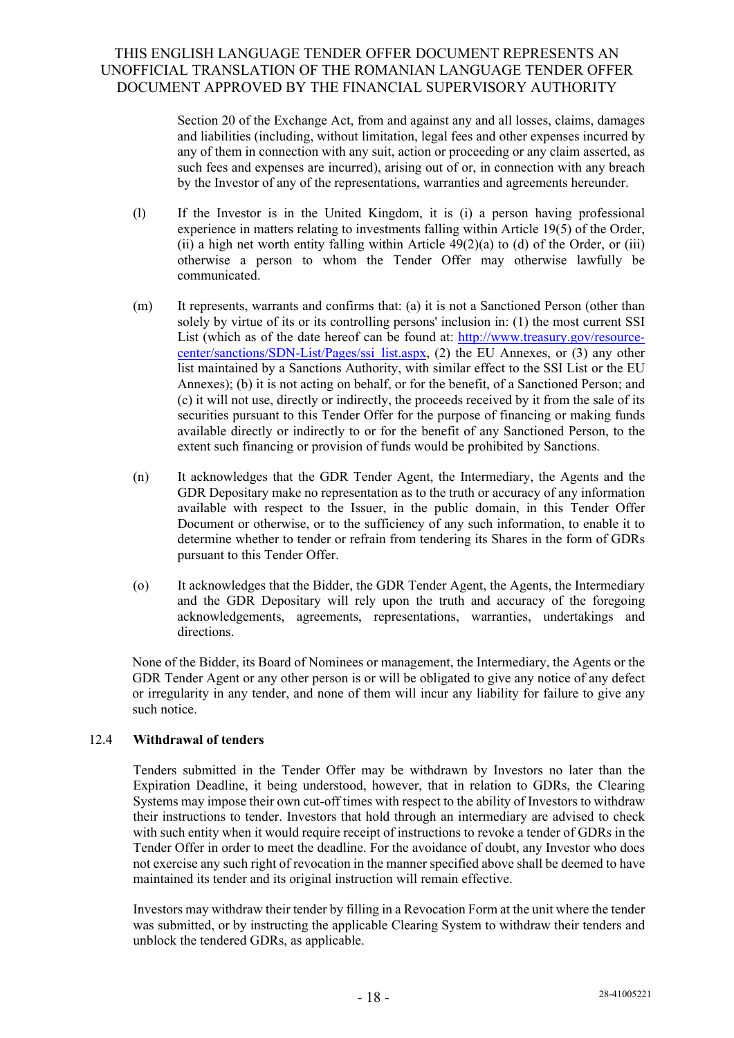Section 20 of the Exchange Act, from and against any and all losses, claims, damages and liabilities (including, without limitation, legal fees and other expenses incurred by any of them in connection with any suit, action or proceeding or any claim asserted, as such fees and expenses are incurred), arising out of or, in connection with any breach by the Investor of any of the representations, warranties and agreements hereunder.

(l) If the Investor is in the United Kingdom, it is (i) a person having professional experience in matters relating to investments falling within Article 19(5) of the Order, (ii) a high net worth entity falling within Article 49(2)(a) to (d) of the Order, or (iii) otherwise a person to whom the Tender Offer may otherwise lawfully be communicated.

(m) It represents, warrants and confirms that: (a) it is not a Sanctioned Person (other than solely by virtue of its or its controlling persons' inclusion in: (1) the most current SSI List (which as of the date hereof can be found at: http://www.treasury.gov/resource-center/sanctions/SDN-List/Pages/ssi_list.aspx, (2) the EU Annexes, or (3) any other list maintained by a Sanctions Authority, with similar effect to the SSI List or the EU Annexes); (b) it is not acting on behalf, or for the benefit, of a Sanctioned Person; and (c) it will not use, directly or indirectly, the proceeds received by it from the sale of its securities pursuant to this Tender Offer for the purpose of financing or making funds available directly or indirectly to or for the benefit of any Sanctioned Person, to the extent such financing or provision of funds would be prohibited by Sanctions.

(n) It acknowledges that the GDR Tender Agent, the Intermediary, the Agents and the GDR Depositary make no representation as to the truth or accuracy of any information available with respect to the Issuer, in the public domain, in this Tender Offer Document or otherwise, or to the sufficiency of any such information, to enable it to determine whether to tender or refrain from tendering its Shares in the form of GDRs pursuant to this Tender Offer.

(o) It acknowledges that the Bidder, the GDR Tender Agent, the Agents, the Intermediary and the GDR Depositary will rely upon the truth and accuracy of the foregoing acknowledgements, agreements, representations, warranties, undertakings and directions.

None of the Bidder, its Board of Nominees or management, the Intermediary, the Agents or the GDR Tender Agent or any other person is or will be obligated to give any notice of any defect or irregularity in any tender, and none of them will incur any liability for failure to give any such notice.

### 12.4 Withdrawal of tenders

Tenders submitted in the Tender Offer may be withdrawn by Investors no later than the Expiration Deadline, it being understood, however, that in relation to GDRs, the Clearing Systems may impose their own cut-off times with respect to the ability of Investors to withdraw their instructions to tender. Investors that hold through an intermediary are advised to check with such entity when it would require receipt of instructions to revoke a tender of GDRs in the Tender Offer in order to meet the deadline. For the avoidance of doubt, any Investor who does not exercise any such right of revocation in the manner specified above shall be deemed to have maintained its tender and its original instruction will remain effective.

Investors may withdraw their tender by filling in a Revocation Form at the unit where the tender was submitted, or by instructing the applicable Clearing System to withdraw their tenders and unblock the tendered GDRs, as applicable.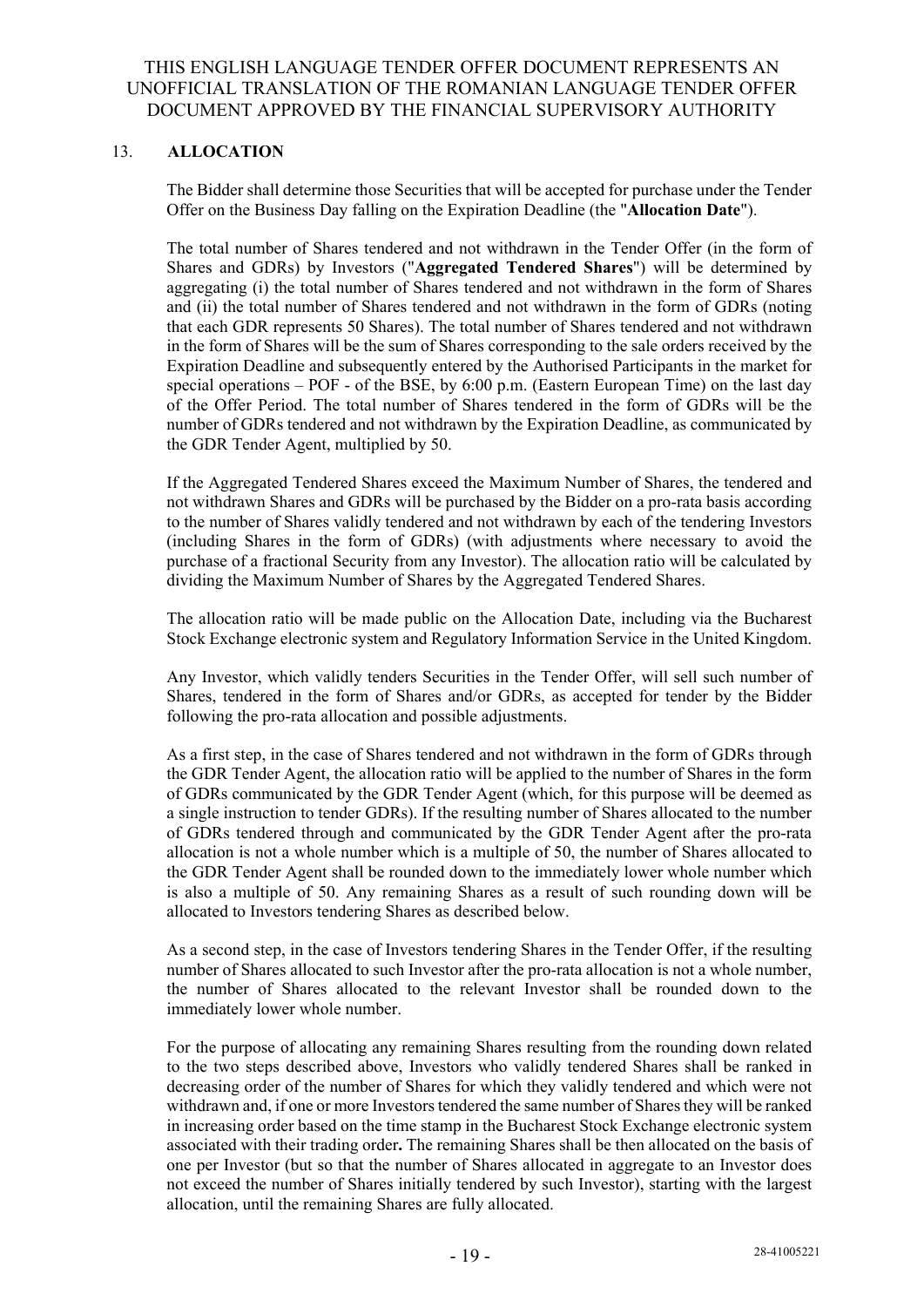THIS ENGLISH LANGUAGE TENDER OFFER DOCUMENT REPRESENTS AN UNOFFICIAL TRANSLATION OF THE ROMANIAN LANGUAGE TENDER OFFER DOCUMENT APPROVED BY THE FINANCIAL SUPERVISORY AUTHORITY

## 13. ALLOCATION

The Bidder shall determine those Securities that will be accepted for purchase under the Tender Offer on the Business Day falling on the Expiration Deadline (the "**Allocation Date**").

The total number of Shares tendered and not withdrawn in the Tender Offer (in the form of Shares and GDRs) by Investors ("**Aggregated Tendered Shares**") will be determined by aggregating (i) the total number of Shares tendered and not withdrawn in the form of Shares and (ii) the total number of Shares tendered and not withdrawn in the form of GDRs (noting that each GDR represents 50 Shares). The total number of Shares tendered and not withdrawn in the form of Shares will be the sum of Shares corresponding to the sale orders received by the Expiration Deadline and subsequently entered by the Authorised Participants in the market for special operations – POF - of the BSE, by 6:00 p.m. (Eastern European Time) on the last day of the Offer Period. The total number of Shares tendered in the form of GDRs will be the number of GDRs tendered and not withdrawn by the Expiration Deadline, as communicated by the GDR Tender Agent, multiplied by 50.

If the Aggregated Tendered Shares exceed the Maximum Number of Shares, the tendered and not withdrawn Shares and GDRs will be purchased by the Bidder on a pro-rata basis according to the number of Shares validly tendered and not withdrawn by each of the tendering Investors (including Shares in the form of GDRs) (with adjustments where necessary to avoid the purchase of a fractional Security from any Investor). The allocation ratio will be calculated by dividing the Maximum Number of Shares by the Aggregated Tendered Shares.

The allocation ratio will be made public on the Allocation Date, including via the Bucharest Stock Exchange electronic system and Regulatory Information Service in the United Kingdom.

Any Investor, which validly tenders Securities in the Tender Offer, will sell such number of Shares, tendered in the form of Shares and/or GDRs, as accepted for tender by the Bidder following the pro-rata allocation and possible adjustments.

As a first step, in the case of Shares tendered and not withdrawn in the form of GDRs through the GDR Tender Agent, the allocation ratio will be applied to the number of Shares in the form of GDRs communicated by the GDR Tender Agent (which, for this purpose will be deemed as a single instruction to tender GDRs). If the resulting number of Shares allocated to the number of GDRs tendered through and communicated by the GDR Tender Agent after the pro-rata allocation is not a whole number which is a multiple of 50, the number of Shares allocated to the GDR Tender Agent shall be rounded down to the immediately lower whole number which is also a multiple of 50. Any remaining Shares as a result of such rounding down will be allocated to Investors tendering Shares as described below.

As a second step, in the case of Investors tendering Shares in the Tender Offer, if the resulting number of Shares allocated to such Investor after the pro-rata allocation is not a whole number, the number of Shares allocated to the relevant Investor shall be rounded down to the immediately lower whole number.

For the purpose of allocating any remaining Shares resulting from the rounding down related to the two steps described above, Investors who validly tendered Shares shall be ranked in decreasing order of the number of Shares for which they validly tendered and which were not withdrawn and, if one or more Investors tendered the same number of Shares they will be ranked in increasing order based on the time stamp in the Bucharest Stock Exchange electronic system associated with their trading order**.** The remaining Shares shall be then allocated on the basis of one per Investor (but so that the number of Shares allocated in aggregate to an Investor does not exceed the number of Shares initially tendered by such Investor), starting with the largest allocation, until the remaining Shares are fully allocated.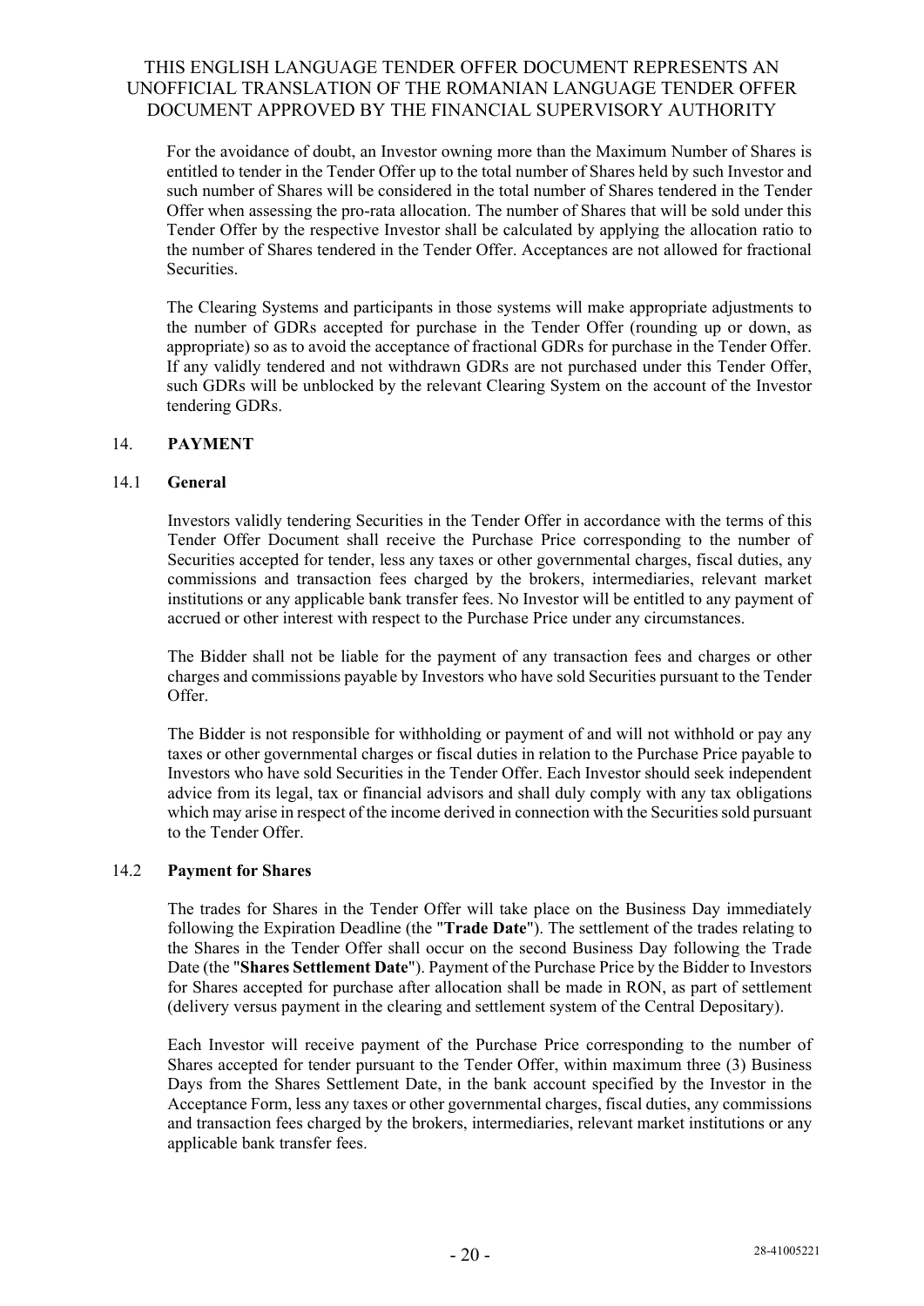For the avoidance of doubt, an Investor owning more than the Maximum Number of Shares is entitled to tender in the Tender Offer up to the total number of Shares held by such Investor and such number of Shares will be considered in the total number of Shares tendered in the Tender Offer when assessing the pro-rata allocation. The number of Shares that will be sold under this Tender Offer by the respective Investor shall be calculated by applying the allocation ratio to the number of Shares tendered in the Tender Offer. Acceptances are not allowed for fractional Securities.

The Clearing Systems and participants in those systems will make appropriate adjustments to the number of GDRs accepted for purchase in the Tender Offer (rounding up or down, as appropriate) so as to avoid the acceptance of fractional GDRs for purchase in the Tender Offer. If any validly tendered and not withdrawn GDRs are not purchased under this Tender Offer, such GDRs will be unblocked by the relevant Clearing System on the account of the Investor tendering GDRs.

## 14. PAYMENT

### 14.1 General

Investors validly tendering Securities in the Tender Offer in accordance with the terms of this Tender Offer Document shall receive the Purchase Price corresponding to the number of Securities accepted for tender, less any taxes or other governmental charges, fiscal duties, any commissions and transaction fees charged by the brokers, intermediaries, relevant market institutions or any applicable bank transfer fees. No Investor will be entitled to any payment of accrued or other interest with respect to the Purchase Price under any circumstances.

The Bidder shall not be liable for the payment of any transaction fees and charges or other charges and commissions payable by Investors who have sold Securities pursuant to the Tender Offer.

The Bidder is not responsible for withholding or payment of and will not withhold or pay any taxes or other governmental charges or fiscal duties in relation to the Purchase Price payable to Investors who have sold Securities in the Tender Offer. Each Investor should seek independent advice from its legal, tax or financial advisors and shall duly comply with any tax obligations which may arise in respect of the income derived in connection with the Securities sold pursuant to the Tender Offer.

### 14.2 Payment for Shares

The trades for Shares in the Tender Offer will take place on the Business Day immediately following the Expiration Deadline (the "**Trade Date**"). The settlement of the trades relating to the Shares in the Tender Offer shall occur on the second Business Day following the Trade Date (the "**Shares Settlement Date**"). Payment of the Purchase Price by the Bidder to Investors for Shares accepted for purchase after allocation shall be made in RON, as part of settlement (delivery versus payment in the clearing and settlement system of the Central Depositary).

Each Investor will receive payment of the Purchase Price corresponding to the number of Shares accepted for tender pursuant to the Tender Offer, within maximum three (3) Business Days from the Shares Settlement Date, in the bank account specified by the Investor in the Acceptance Form, less any taxes or other governmental charges, fiscal duties, any commissions and transaction fees charged by the brokers, intermediaries, relevant market institutions or any applicable bank transfer fees.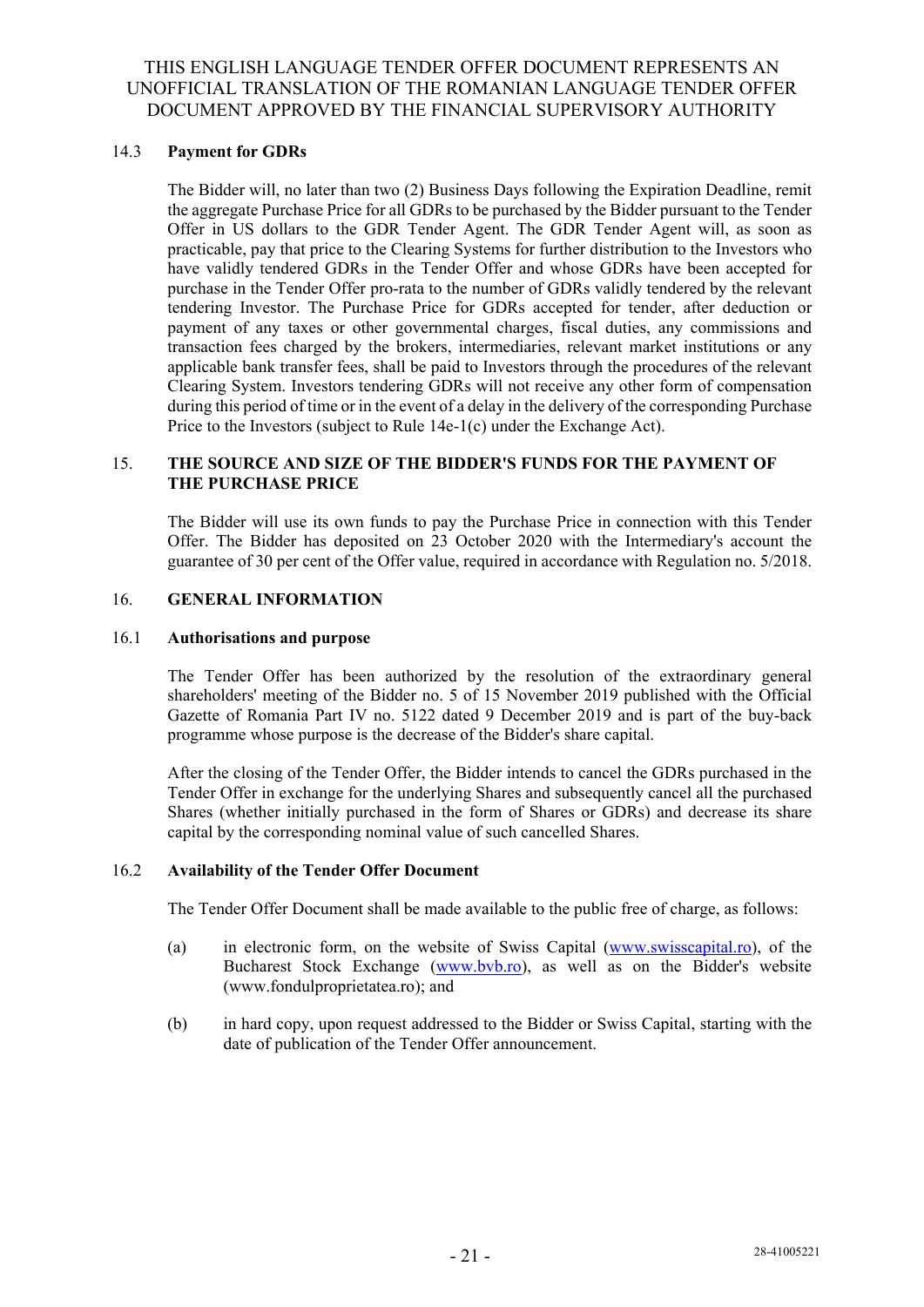THIS ENGLISH LANGUAGE TENDER OFFER DOCUMENT REPRESENTS AN UNOFFICIAL TRANSLATION OF THE ROMANIAN LANGUAGE TENDER OFFER DOCUMENT APPROVED BY THE FINANCIAL SUPERVISORY AUTHORITY

### 14.3 Payment for GDRs

The Bidder will, no later than two (2) Business Days following the Expiration Deadline, remit the aggregate Purchase Price for all GDRs to be purchased by the Bidder pursuant to the Tender Offer in US dollars to the GDR Tender Agent. The GDR Tender Agent will, as soon as practicable, pay that price to the Clearing Systems for further distribution to the Investors who have validly tendered GDRs in the Tender Offer and whose GDRs have been accepted for purchase in the Tender Offer pro-rata to the number of GDRs validly tendered by the relevant tendering Investor. The Purchase Price for GDRs accepted for tender, after deduction or payment of any taxes or other governmental charges, fiscal duties, any commissions and transaction fees charged by the brokers, intermediaries, relevant market institutions or any applicable bank transfer fees, shall be paid to Investors through the procedures of the relevant Clearing System. Investors tendering GDRs will not receive any other form of compensation during this period of time or in the event of a delay in the delivery of the corresponding Purchase Price to the Investors (subject to Rule 14e-1(c) under the Exchange Act).

## 15. THE SOURCE AND SIZE OF THE BIDDER'S FUNDS FOR THE PAYMENT OF THE PURCHASE PRICE

The Bidder will use its own funds to pay the Purchase Price in connection with this Tender Offer. The Bidder has deposited on 23 October 2020 with the Intermediary's account the guarantee of 30 per cent of the Offer value, required in accordance with Regulation no. 5/2018.

## 16. GENERAL INFORMATION

### 16.1 Authorisations and purpose

The Tender Offer has been authorized by the resolution of the extraordinary general shareholders' meeting of the Bidder no. 5 of 15 November 2019 published with the Official Gazette of Romania Part IV no. 5122 dated 9 December 2019 and is part of the buy-back programme whose purpose is the decrease of the Bidder's share capital.

After the closing of the Tender Offer, the Bidder intends to cancel the GDRs purchased in the Tender Offer in exchange for the underlying Shares and subsequently cancel all the purchased Shares (whether initially purchased in the form of Shares or GDRs) and decrease its share capital by the corresponding nominal value of such cancelled Shares.

### 16.2 Availability of the Tender Offer Document

The Tender Offer Document shall be made available to the public free of charge, as follows:

(a) in electronic form, on the website of Swiss Capital (www.swisscapital.ro), of the Bucharest Stock Exchange (www.bvb.ro), as well as on the Bidder's website (www.fondulproprietatea.ro); and

(b) in hard copy, upon request addressed to the Bidder or Swiss Capital, starting with the date of publication of the Tender Offer announcement.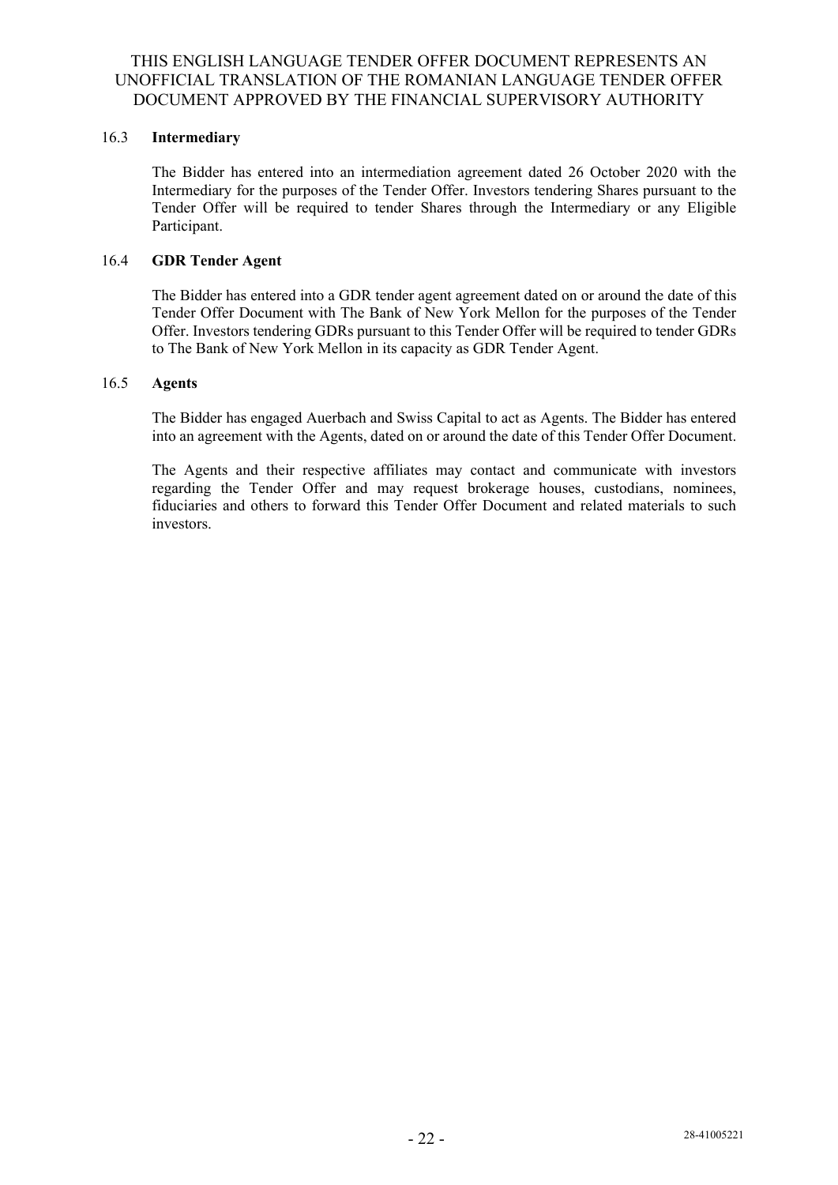### 16.3 **Intermediary**

The Bidder has entered into an intermediation agreement dated 26 October 2020 with the Intermediary for the purposes of the Tender Offer. Investors tendering Shares pursuant to the Tender Offer will be required to tender Shares through the Intermediary or any Eligible Participant.

### 16.4 **GDR Tender Agent**

The Bidder has entered into a GDR tender agent agreement dated on or around the date of this Tender Offer Document with The Bank of New York Mellon for the purposes of the Tender Offer. Investors tendering GDRs pursuant to this Tender Offer will be required to tender GDRs to The Bank of New York Mellon in its capacity as GDR Tender Agent.

### 16.5 **Agents**

The Bidder has engaged Auerbach and Swiss Capital to act as Agents. The Bidder has entered into an agreement with the Agents, dated on or around the date of this Tender Offer Document.

The Agents and their respective affiliates may contact and communicate with investors regarding the Tender Offer and may request brokerage houses, custodians, nominees, fiduciaries and others to forward this Tender Offer Document and related materials to such investors.